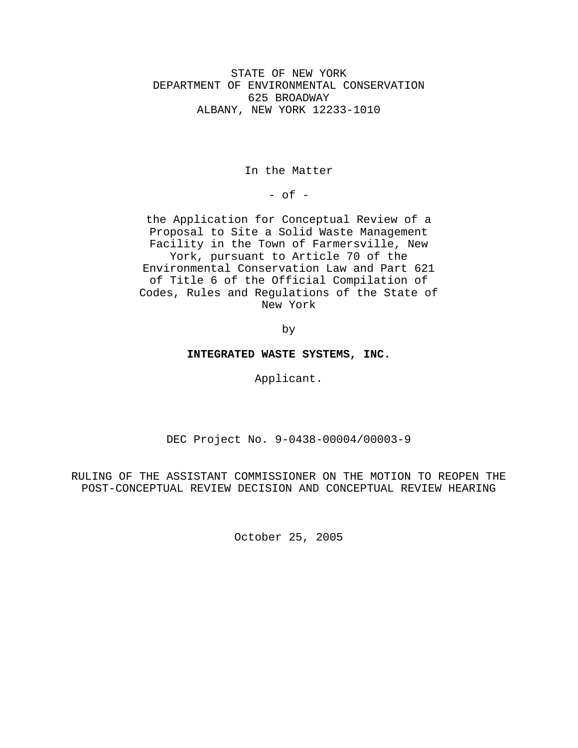STATE OF NEW YORK
DEPARTMENT OF ENVIRONMENTAL CONSERVATION
625 BROADWAY
ALBANY, NEW YORK 12233-1010

In the Matter

\- of -

the Application for Conceptual Review of a Proposal to Site a Solid Waste Management Facility in the Town of Farmersville, New York, pursuant to Article 70 of the Environmental Conservation Law and Part 621 of Title 6 of the Official Compilation of Codes, Rules and Regulations of the State of New York

by

**INTEGRATED WASTE SYSTEMS, INC.**

Applicant.

DEC Project No. 9-0438-00004/00003-9

RULING OF THE ASSISTANT COMMISSIONER ON THE MOTION TO REOPEN THE POST-CONCEPTUAL REVIEW DECISION AND CONCEPTUAL REVIEW HEARING

October 25, 2005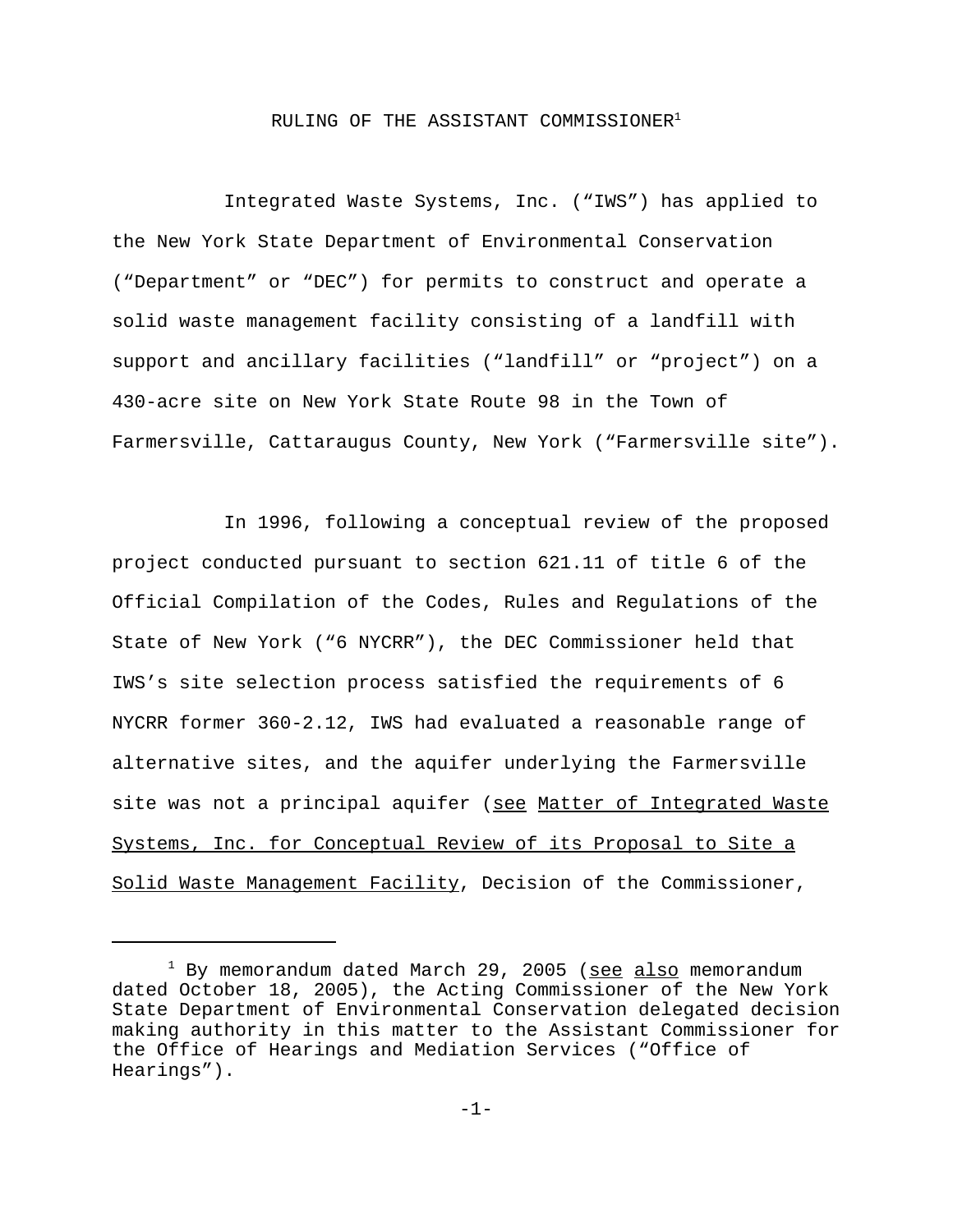RULING OF THE ASSISTANT COMMISSIONER[1]

Integrated Waste Systems, Inc. ("IWS") has applied to the New York State Department of Environmental Conservation ("Department" or "DEC") for permits to construct and operate a solid waste management facility consisting of a landfill with support and ancillary facilities ("landfill" or "project") on a 430-acre site on New York State Route 98 in the Town of Farmersville, Cattaraugus County, New York ("Farmersville site").

In 1996, following a conceptual review of the proposed project conducted pursuant to section 621.11 of title 6 of the Official Compilation of the Codes, Rules and Regulations of the State of New York ("6 NYCRR"), the DEC Commissioner held that IWS's site selection process satisfied the requirements of 6 NYCRR former 360-2.12, IWS had evaluated a reasonable range of alternative sites, and the aquifer underlying the Farmersville site was not a principal aquifer (see Matter of Integrated Waste Systems, Inc. for Conceptual Review of its Proposal to Site a Solid Waste Management Facility, Decision of the Commissioner,

[1] By memorandum dated March 29, 2005 (see also memorandum dated October 18, 2005), the Acting Commissioner of the New York State Department of Environmental Conservation delegated decision making authority in this matter to the Assistant Commissioner for the Office of Hearings and Mediation Services ("Office of Hearings").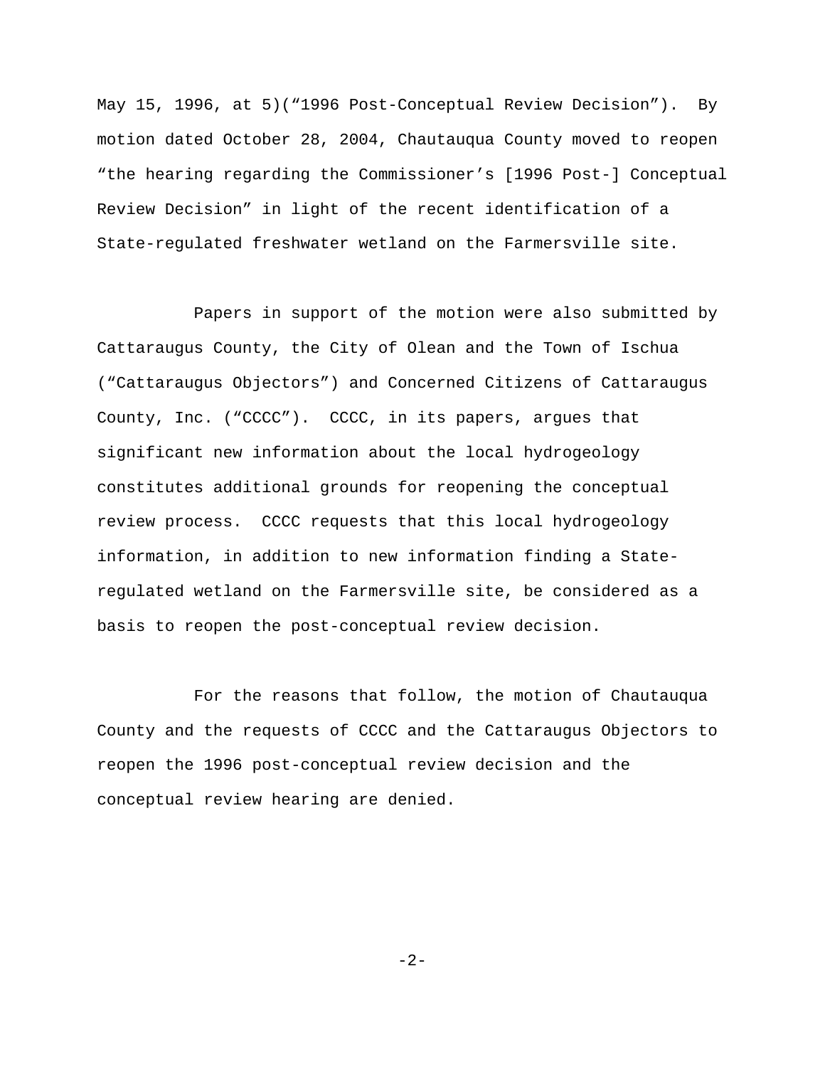May 15, 1996, at 5)("1996 Post-Conceptual Review Decision"). By motion dated October 28, 2004, Chautauqua County moved to reopen "the hearing regarding the Commissioner's [1996 Post-] Conceptual Review Decision" in light of the recent identification of a State-regulated freshwater wetland on the Farmersville site.

Papers in support of the motion were also submitted by Cattaraugus County, the City of Olean and the Town of Ischua ("Cattaraugus Objectors") and Concerned Citizens of Cattaraugus County, Inc. ("CCCC"). CCCC, in its papers, argues that significant new information about the local hydrogeology constitutes additional grounds for reopening the conceptual review process. CCCC requests that this local hydrogeology information, in addition to new information finding a State-regulated wetland on the Farmersville site, be considered as a basis to reopen the post-conceptual review decision.

For the reasons that follow, the motion of Chautauqua County and the requests of CCCC and the Cattaraugus Objectors to reopen the 1996 post-conceptual review decision and the conceptual review hearing are denied.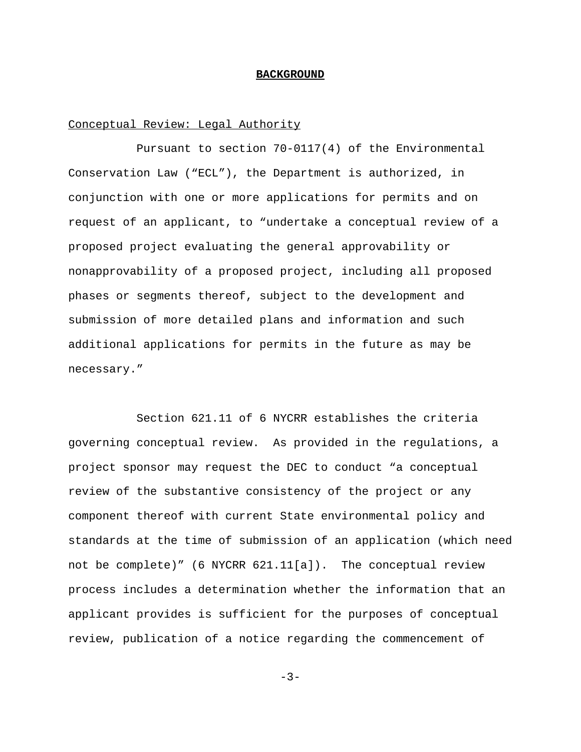## BACKGROUND

Conceptual Review: Legal Authority

Pursuant to section 70-0117(4) of the Environmental Conservation Law ("ECL"), the Department is authorized, in conjunction with one or more applications for permits and on request of an applicant, to "undertake a conceptual review of a proposed project evaluating the general approvability or nonapprovability of a proposed project, including all proposed phases or segments thereof, subject to the development and submission of more detailed plans and information and such additional applications for permits in the future as may be necessary."

Section 621.11 of 6 NYCRR establishes the criteria governing conceptual review. As provided in the regulations, a project sponsor may request the DEC to conduct "a conceptual review of the substantive consistency of the project or any component thereof with current State environmental policy and standards at the time of submission of an application (which need not be complete)" (6 NYCRR 621.11[a]). The conceptual review process includes a determination whether the information that an applicant provides is sufficient for the purposes of conceptual review, publication of a notice regarding the commencement of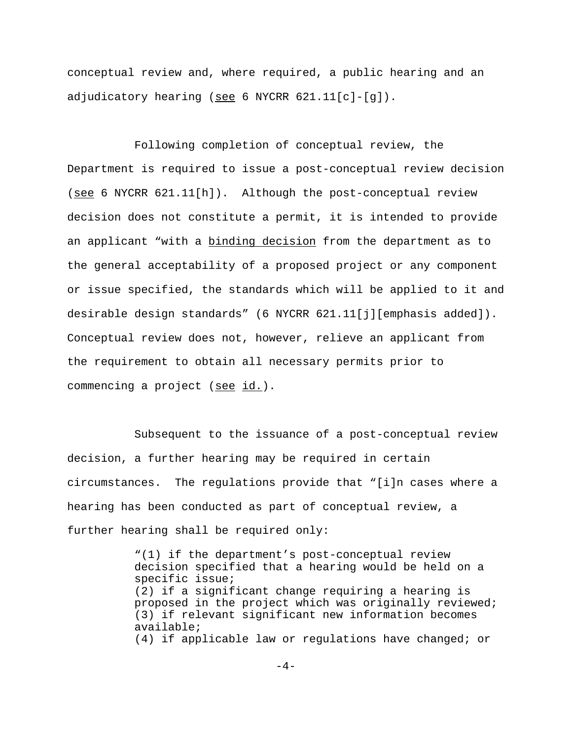conceptual review and, where required, a public hearing and an adjudicatory hearing (see 6 NYCRR 621.11[c]-[g]).

Following completion of conceptual review, the Department is required to issue a post-conceptual review decision (see 6 NYCRR 621.11[h]). Although the post-conceptual review decision does not constitute a permit, it is intended to provide an applicant "with a binding decision from the department as to the general acceptability of a proposed project or any component or issue specified, the standards which will be applied to it and desirable design standards" (6 NYCRR 621.11[j][emphasis added]). Conceptual review does not, however, relieve an applicant from the requirement to obtain all necessary permits prior to commencing a project (see id.).

Subsequent to the issuance of a post-conceptual review decision, a further hearing may be required in certain circumstances. The regulations provide that "[i]n cases where a hearing has been conducted as part of conceptual review, a further hearing shall be required only:

> "(1) if the department's post-conceptual review decision specified that a hearing would be held on a specific issue;
> (2) if a significant change requiring a hearing is proposed in the project which was originally reviewed;
> (3) if relevant significant new information becomes available;
> (4) if applicable law or regulations have changed; or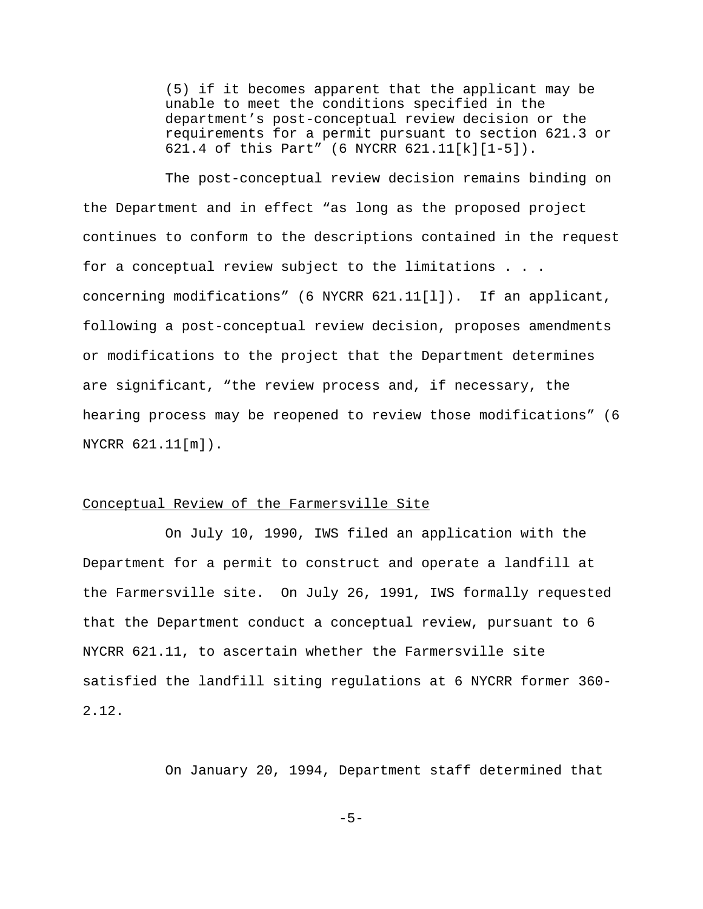> (5) if it becomes apparent that the applicant may be unable to meet the conditions specified in the department's post-conceptual review decision or the requirements for a permit pursuant to section 621.3 or 621.4 of this Part" (6 NYCRR 621.11[k][1-5]).

The post-conceptual review decision remains binding on the Department and in effect "as long as the proposed project continues to conform to the descriptions contained in the request for a conceptual review subject to the limitations . . . concerning modifications" (6 NYCRR 621.11[l]). If an applicant, following a post-conceptual review decision, proposes amendments or modifications to the project that the Department determines are significant, "the review process and, if necessary, the hearing process may be reopened to review those modifications" (6 NYCRR 621.11[m]).

Conceptual Review of the Farmersville Site

On July 10, 1990, IWS filed an application with the Department for a permit to construct and operate a landfill at the Farmersville site. On July 26, 1991, IWS formally requested that the Department conduct a conceptual review, pursuant to 6 NYCRR 621.11, to ascertain whether the Farmersville site satisfied the landfill siting regulations at 6 NYCRR former 360-2.12.

On January 20, 1994, Department staff determined that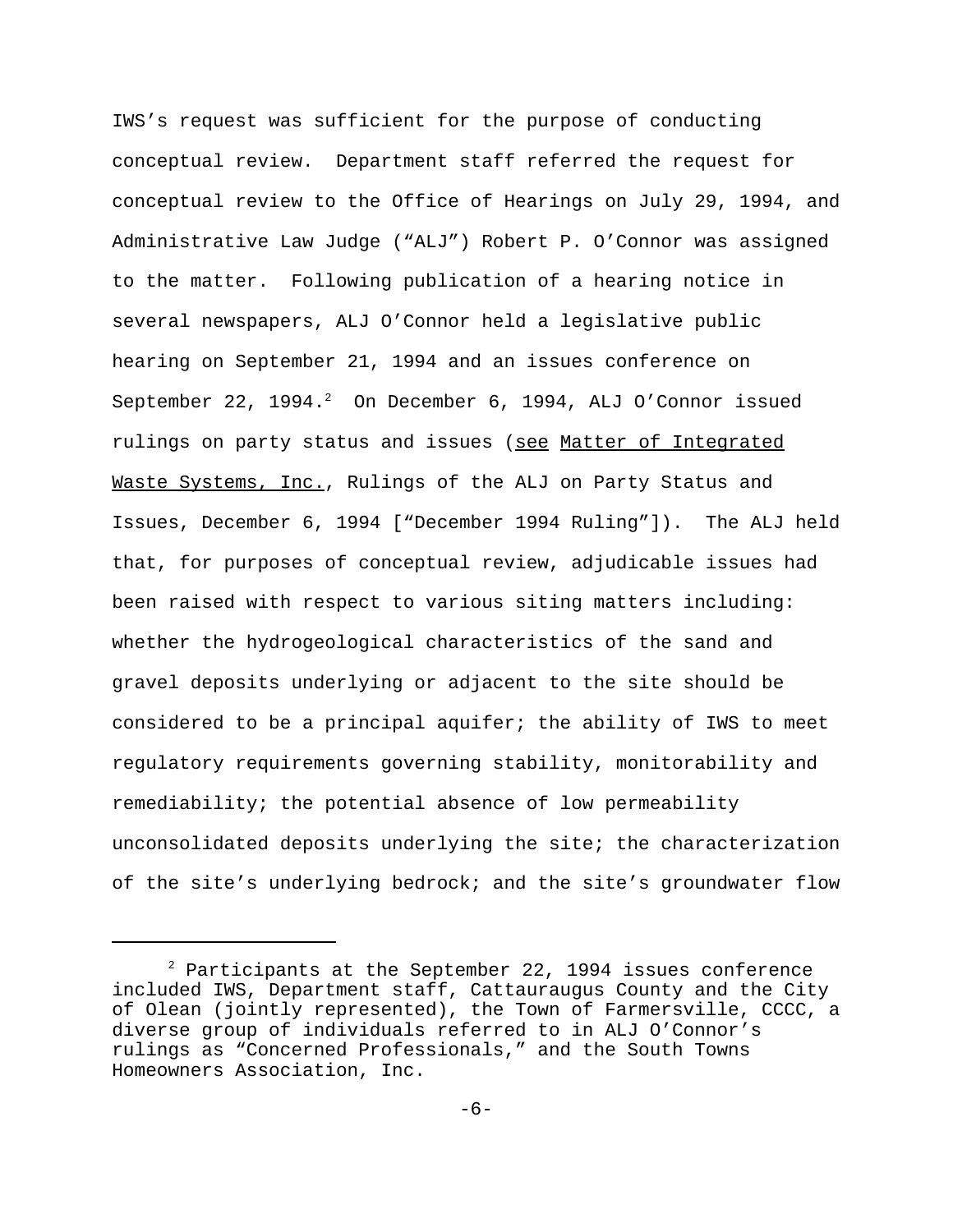IWS's request was sufficient for the purpose of conducting conceptual review. Department staff referred the request for conceptual review to the Office of Hearings on July 29, 1994, and Administrative Law Judge ("ALJ") Robert P. O'Connor was assigned to the matter. Following publication of a hearing notice in several newspapers, ALJ O'Connor held a legislative public hearing on September 21, 1994 and an issues conference on September 22, 1994.[2] On December 6, 1994, ALJ O'Connor issued rulings on party status and issues (see Matter of Integrated Waste Systems, Inc., Rulings of the ALJ on Party Status and Issues, December 6, 1994 ["December 1994 Ruling"]). The ALJ held that, for purposes of conceptual review, adjudicable issues had been raised with respect to various siting matters including: whether the hydrogeological characteristics of the sand and gravel deposits underlying or adjacent to the site should be considered to be a principal aquifer; the ability of IWS to meet regulatory requirements governing stability, monitorability and remediability; the potential absence of low permeability unconsolidated deposits underlying the site; the characterization of the site's underlying bedrock; and the site's groundwater flow

---

[2] Participants at the September 22, 1994 issues conference included IWS, Department staff, Cattaraugus County and the City of Olean (jointly represented), the Town of Farmersville, CCCC, a diverse group of individuals referred to in ALJ O'Connor's rulings as "Concerned Professionals," and the South Towns Homeowners Association, Inc.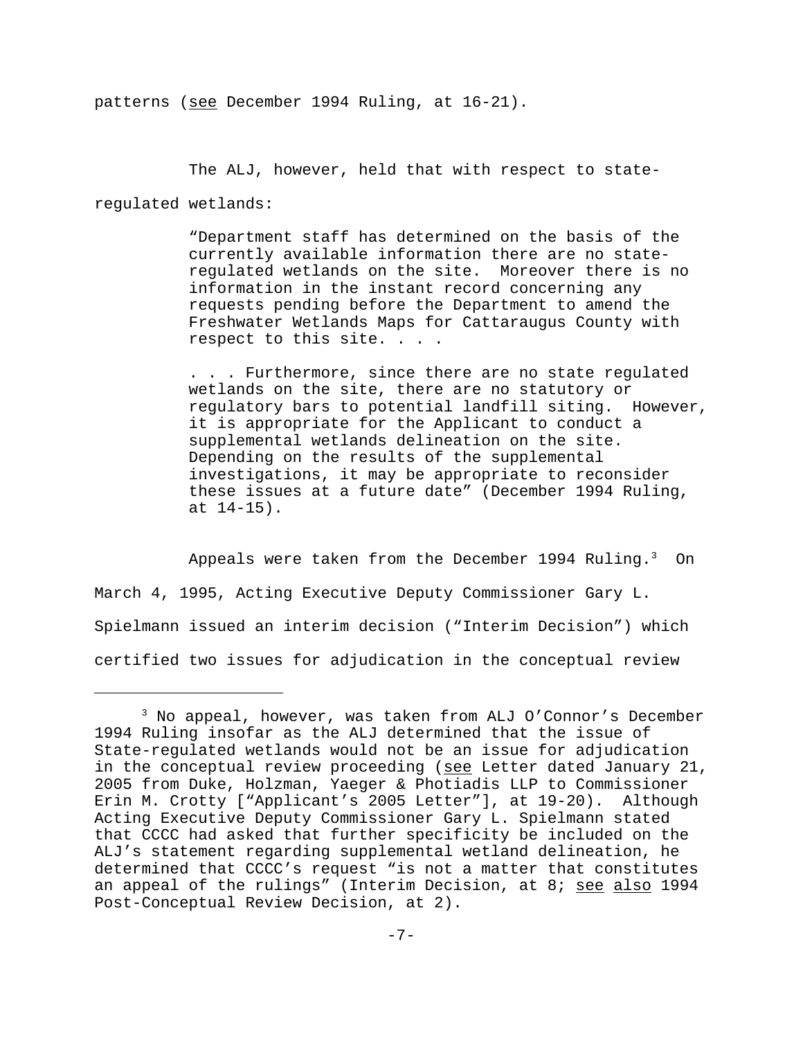patterns (see December 1994 Ruling, at 16-21).

The ALJ, however, held that with respect to state-regulated wetlands:

> "Department staff has determined on the basis of the currently available information there are no state-regulated wetlands on the site. Moreover there is no information in the instant record concerning any requests pending before the Department to amend the Freshwater Wetlands Maps for Cattaraugus County with respect to this site. . . .
>
> . . . Furthermore, since there are no state regulated wetlands on the site, there are no statutory or regulatory bars to potential landfill siting. However, it is appropriate for the Applicant to conduct a supplemental wetlands delineation on the site. Depending on the results of the supplemental investigations, it may be appropriate to reconsider these issues at a future date" (December 1994 Ruling, at 14-15).

Appeals were taken from the December 1994 Ruling.[3] On March 4, 1995, Acting Executive Deputy Commissioner Gary L. Spielmann issued an interim decision ("Interim Decision") which certified two issues for adjudication in the conceptual review

---

[3] No appeal, however, was taken from ALJ O'Connor's December 1994 Ruling insofar as the ALJ determined that the issue of State-regulated wetlands would not be an issue for adjudication in the conceptual review proceeding (see Letter dated January 21, 2005 from Duke, Holzman, Yaeger & Photiadis LLP to Commissioner Erin M. Crotty ["Applicant's 2005 Letter"], at 19-20). Although Acting Executive Deputy Commissioner Gary L. Spielmann stated that CCCC had asked that further specificity be included on the ALJ's statement regarding supplemental wetland delineation, he determined that CCCC's request "is not a matter that constitutes an appeal of the rulings" (Interim Decision, at 8; see also 1994 Post-Conceptual Review Decision, at 2).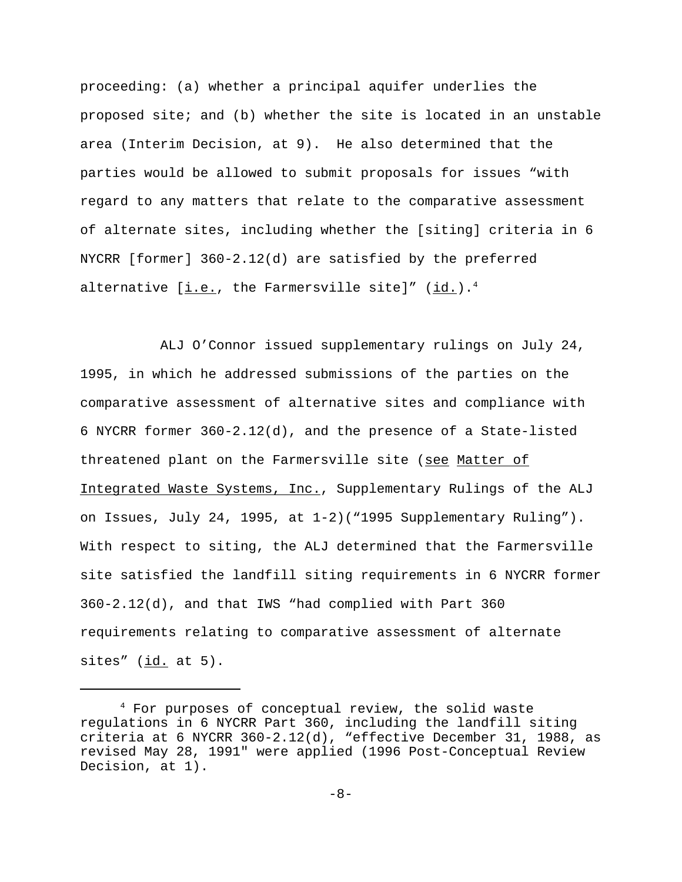proceeding: (a) whether a principal aquifer underlies the proposed site; and (b) whether the site is located in an unstable area (Interim Decision, at 9). He also determined that the parties would be allowed to submit proposals for issues "with regard to any matters that relate to the comparative assessment of alternate sites, including whether the [siting] criteria in 6 NYCRR [former] 360-2.12(d) are satisfied by the preferred alternative [i.e., the Farmersville site]" (id.).[4]

ALJ O'Connor issued supplementary rulings on July 24, 1995, in which he addressed submissions of the parties on the comparative assessment of alternative sites and compliance with 6 NYCRR former 360-2.12(d), and the presence of a State-listed threatened plant on the Farmersville site (see Matter of Integrated Waste Systems, Inc., Supplementary Rulings of the ALJ on Issues, July 24, 1995, at 1-2)("1995 Supplementary Ruling"). With respect to siting, the ALJ determined that the Farmersville site satisfied the landfill siting requirements in 6 NYCRR former 360-2.12(d), and that IWS "had complied with Part 360 requirements relating to comparative assessment of alternate sites" (id. at 5).

---

[4] For purposes of conceptual review, the solid waste regulations in 6 NYCRR Part 360, including the landfill siting criteria at 6 NYCRR 360-2.12(d), "effective December 31, 1988, as revised May 28, 1991" were applied (1996 Post-Conceptual Review Decision, at 1).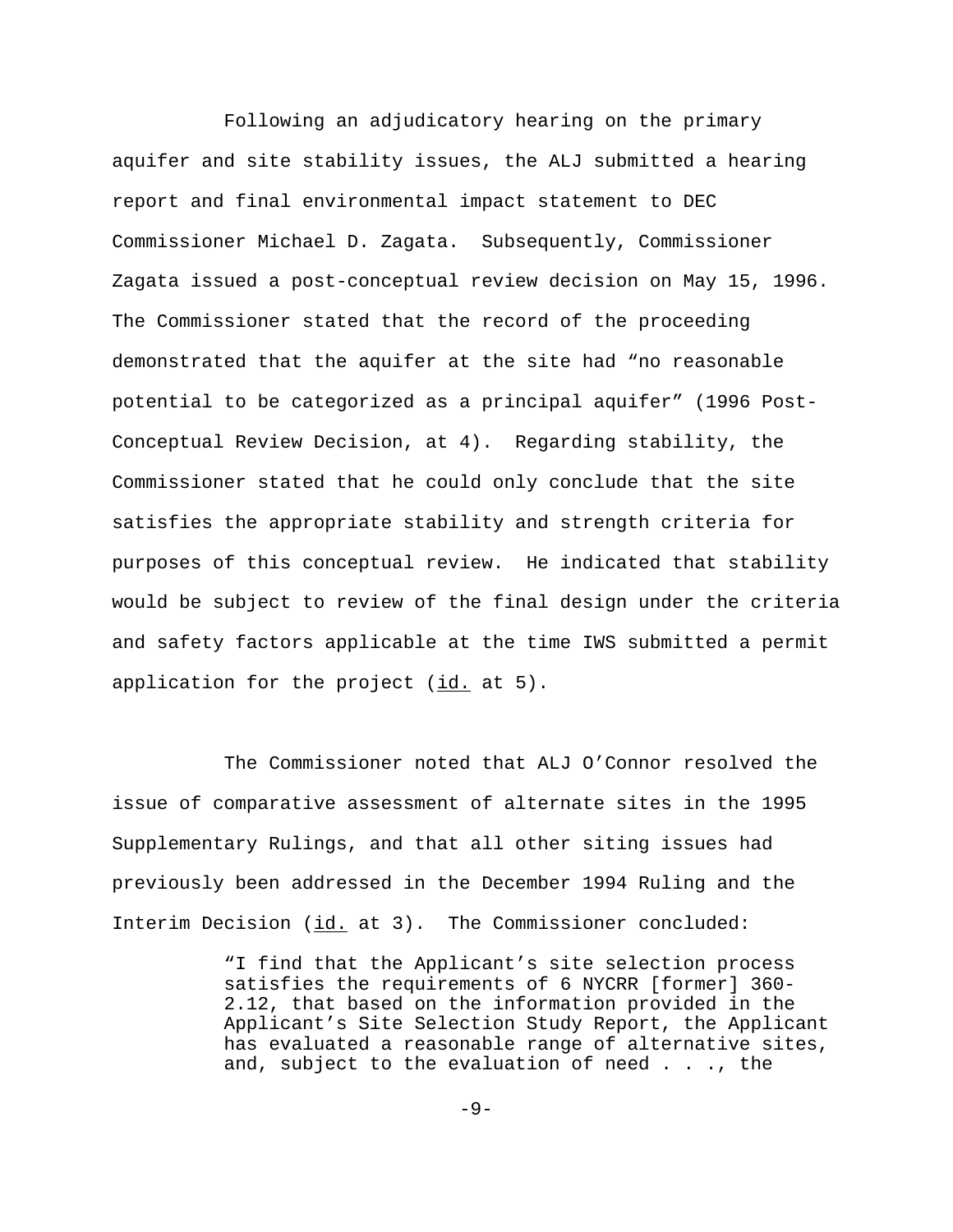Following an adjudicatory hearing on the primary aquifer and site stability issues, the ALJ submitted a hearing report and final environmental impact statement to DEC Commissioner Michael D. Zagata. Subsequently, Commissioner Zagata issued a post-conceptual review decision on May 15, 1996. The Commissioner stated that the record of the proceeding demonstrated that the aquifer at the site had "no reasonable potential to be categorized as a principal aquifer" (1996 Post-Conceptual Review Decision, at 4). Regarding stability, the Commissioner stated that he could only conclude that the site satisfies the appropriate stability and strength criteria for purposes of this conceptual review. He indicated that stability would be subject to review of the final design under the criteria and safety factors applicable at the time IWS submitted a permit application for the project (id. at 5).

The Commissioner noted that ALJ O'Connor resolved the issue of comparative assessment of alternate sites in the 1995 Supplementary Rulings, and that all other siting issues had previously been addressed in the December 1994 Ruling and the Interim Decision (id. at 3). The Commissioner concluded:

> "I find that the Applicant's site selection process satisfies the requirements of 6 NYCRR [former] 360-2.12, that based on the information provided in the Applicant's Site Selection Study Report, the Applicant has evaluated a reasonable range of alternative sites, and, subject to the evaluation of need . . ., the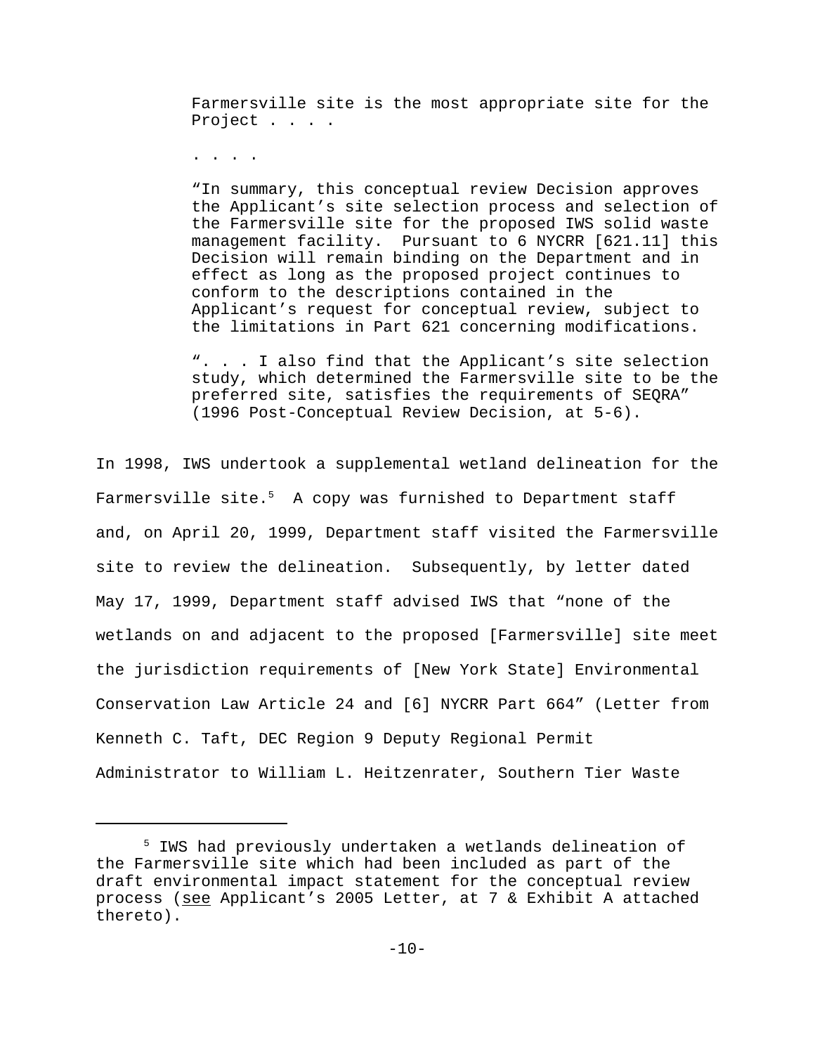> Farmersville site is the most appropriate site for the Project . . . .
>
> . . . .
>
> "In summary, this conceptual review Decision approves the Applicant's site selection process and selection of the Farmersville site for the proposed IWS solid waste management facility. Pursuant to 6 NYCRR [621.11] this Decision will remain binding on the Department and in effect as long as the proposed project continues to conform to the descriptions contained in the Applicant's request for conceptual review, subject to the limitations in Part 621 concerning modifications.
>
> ". . . I also find that the Applicant's site selection study, which determined the Farmersville site to be the preferred site, satisfies the requirements of SEQRA" (1996 Post-Conceptual Review Decision, at 5-6).

In 1998, IWS undertook a supplemental wetland delineation for the Farmersville site.[5] A copy was furnished to Department staff and, on April 20, 1999, Department staff visited the Farmersville site to review the delineation. Subsequently, by letter dated May 17, 1999, Department staff advised IWS that "none of the wetlands on and adjacent to the proposed [Farmersville] site meet the jurisdiction requirements of [New York State] Environmental Conservation Law Article 24 and [6] NYCRR Part 664" (Letter from Kenneth C. Taft, DEC Region 9 Deputy Regional Permit Administrator to William L. Heitzenrater, Southern Tier Waste

---

[5] IWS had previously undertaken a wetlands delineation of the Farmersville site which had been included as part of the draft environmental impact statement for the conceptual review process (see Applicant's 2005 Letter, at 7 & Exhibit A attached thereto).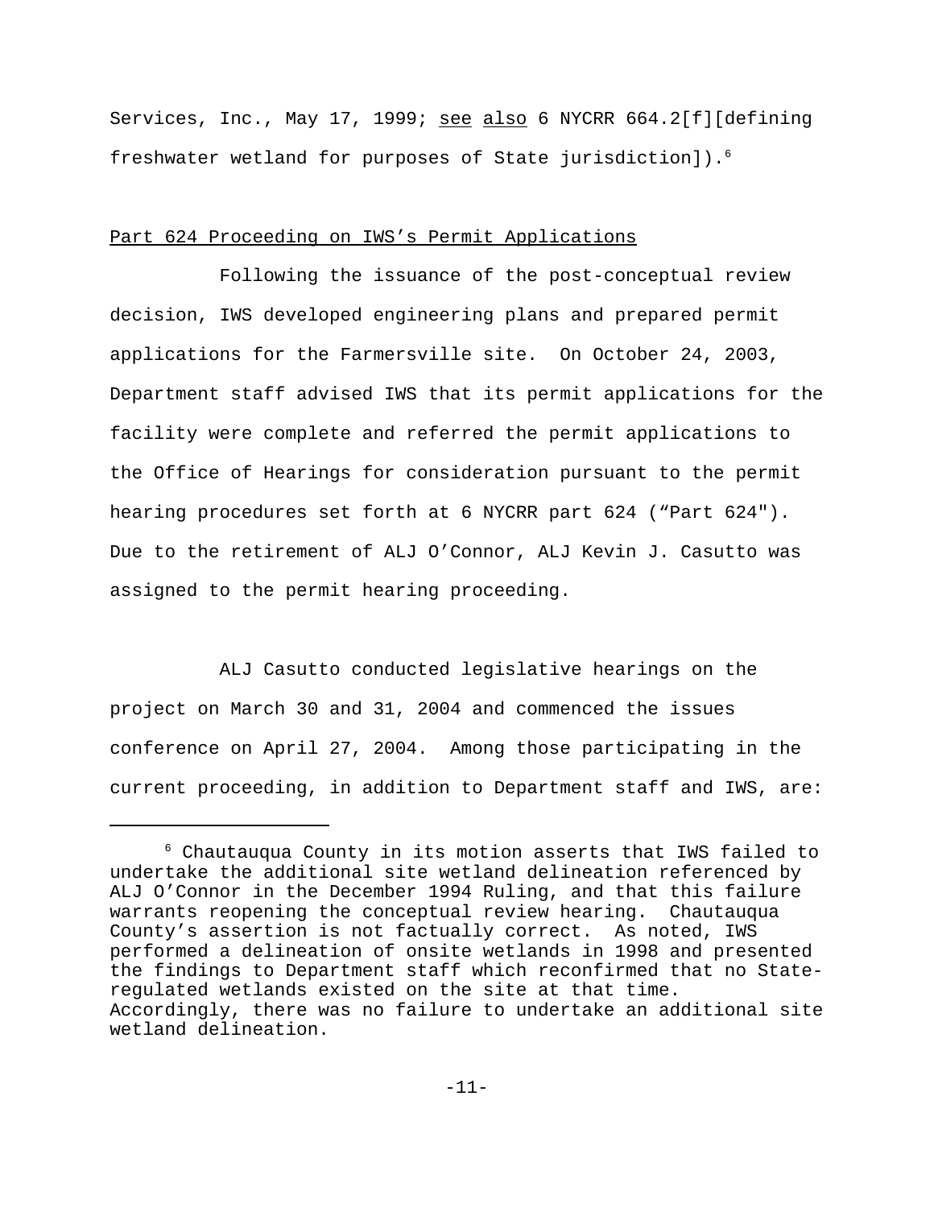Services, Inc., May 17, 1999; see also 6 NYCRR 664.2[f][defining freshwater wetland for purposes of State jurisdiction]).[6]

Part 624 Proceeding on IWS's Permit Applications

Following the issuance of the post-conceptual review decision, IWS developed engineering plans and prepared permit applications for the Farmersville site. On October 24, 2003, Department staff advised IWS that its permit applications for the facility were complete and referred the permit applications to the Office of Hearings for consideration pursuant to the permit hearing procedures set forth at 6 NYCRR part 624 ("Part 624"). Due to the retirement of ALJ O'Connor, ALJ Kevin J. Casutto was assigned to the permit hearing proceeding.

ALJ Casutto conducted legislative hearings on the project on March 30 and 31, 2004 and commenced the issues conference on April 27, 2004. Among those participating in the current proceeding, in addition to Department staff and IWS, are:

---

[6] Chautauqua County in its motion asserts that IWS failed to undertake the additional site wetland delineation referenced by ALJ O'Connor in the December 1994 Ruling, and that this failure warrants reopening the conceptual review hearing. Chautauqua County's assertion is not factually correct. As noted, IWS performed a delineation of onsite wetlands in 1998 and presented the findings to Department staff which reconfirmed that no State-regulated wetlands existed on the site at that time. Accordingly, there was no failure to undertake an additional site wetland delineation.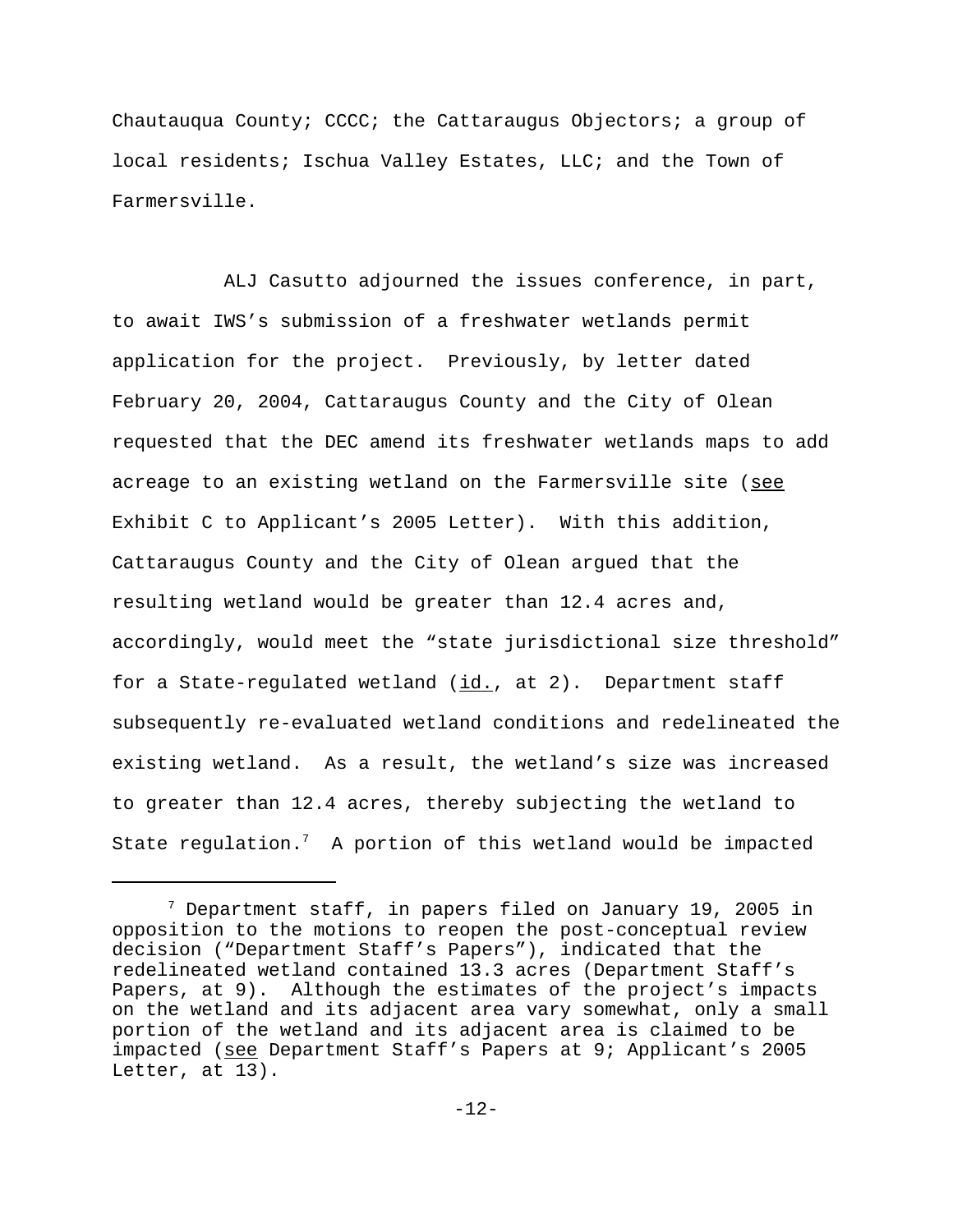Chautauqua County; CCCC; the Cattaraugus Objectors; a group of local residents; Ischua Valley Estates, LLC; and the Town of Farmersville.

ALJ Casutto adjourned the issues conference, in part, to await IWS's submission of a freshwater wetlands permit application for the project. Previously, by letter dated February 20, 2004, Cattaraugus County and the City of Olean requested that the DEC amend its freshwater wetlands maps to add acreage to an existing wetland on the Farmersville site (see Exhibit C to Applicant's 2005 Letter). With this addition, Cattaraugus County and the City of Olean argued that the resulting wetland would be greater than 12.4 acres and, accordingly, would meet the "state jurisdictional size threshold" for a State-regulated wetland (id., at 2). Department staff subsequently re-evaluated wetland conditions and redelineated the existing wetland. As a result, the wetland's size was increased to greater than 12.4 acres, thereby subjecting the wetland to State regulation.[7] A portion of this wetland would be impacted

---

[7] Department staff, in papers filed on January 19, 2005 in opposition to the motions to reopen the post-conceptual review decision ("Department Staff's Papers"), indicated that the redelineated wetland contained 13.3 acres (Department Staff's Papers, at 9). Although the estimates of the project's impacts on the wetland and its adjacent area vary somewhat, only a small portion of the wetland and its adjacent area is claimed to be impacted (see Department Staff's Papers at 9; Applicant's 2005 Letter, at 13).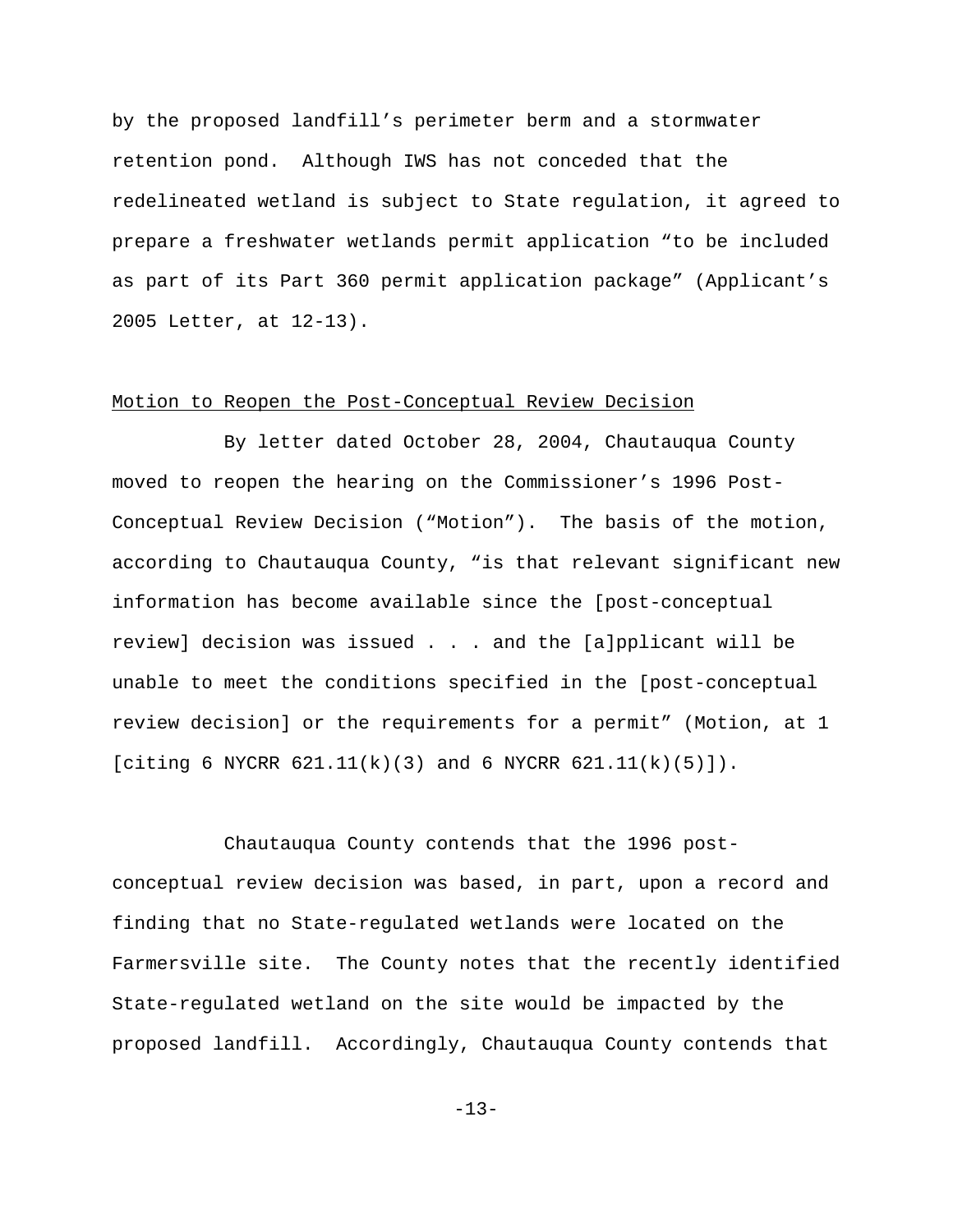by the proposed landfill's perimeter berm and a stormwater retention pond. Although IWS has not conceded that the redelineated wetland is subject to State regulation, it agreed to prepare a freshwater wetlands permit application "to be included as part of its Part 360 permit application package" (Applicant's 2005 Letter, at 12-13).

<u>Motion to Reopen the Post-Conceptual Review Decision</u>

By letter dated October 28, 2004, Chautauqua County moved to reopen the hearing on the Commissioner's 1996 Post-Conceptual Review Decision ("Motion"). The basis of the motion, according to Chautauqua County, "is that relevant significant new information has become available since the [post-conceptual review] decision was issued . . . and the [a]pplicant will be unable to meet the conditions specified in the [post-conceptual review decision] or the requirements for a permit" (Motion, at 1 [citing 6 NYCRR 621.11(k)(3) and 6 NYCRR 621.11(k)(5)]).

Chautauqua County contends that the 1996 post-conceptual review decision was based, in part, upon a record and finding that no State-regulated wetlands were located on the Farmersville site. The County notes that the recently identified State-regulated wetland on the site would be impacted by the proposed landfill. Accordingly, Chautauqua County contends that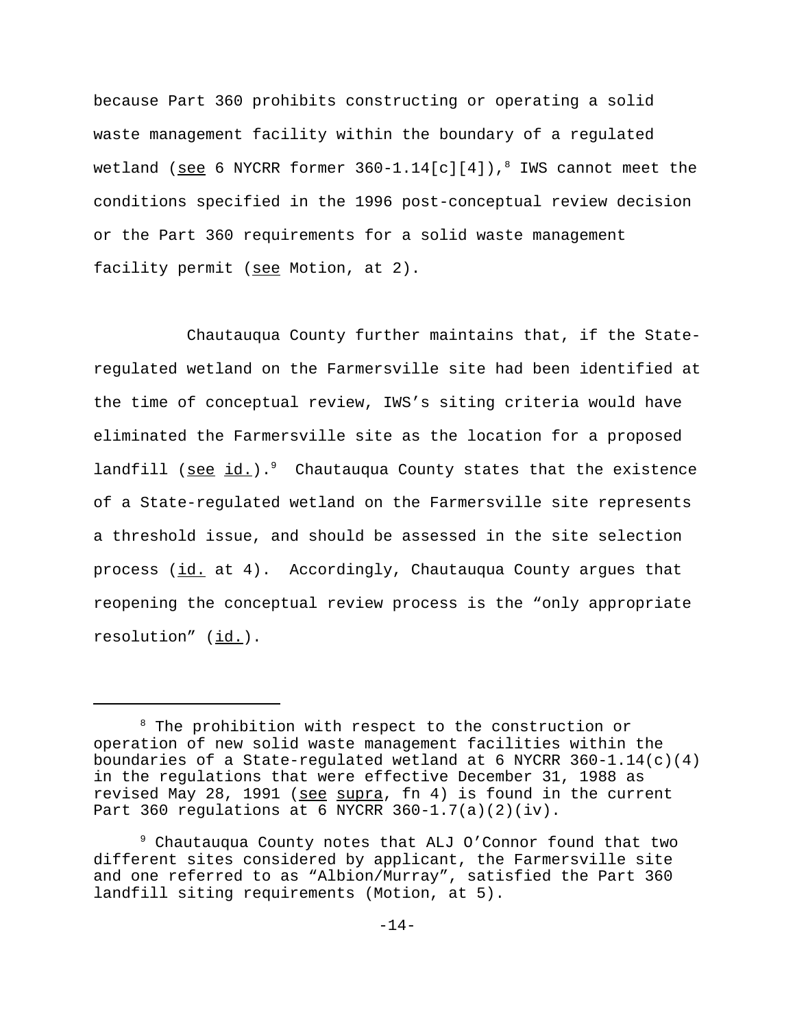because Part 360 prohibits constructing or operating a solid waste management facility within the boundary of a regulated wetland (see 6 NYCRR former 360-1.14[c][4]),[8] IWS cannot meet the conditions specified in the 1996 post-conceptual review decision or the Part 360 requirements for a solid waste management facility permit (see Motion, at 2).

Chautauqua County further maintains that, if the State-regulated wetland on the Farmersville site had been identified at the time of conceptual review, IWS's siting criteria would have eliminated the Farmersville site as the location for a proposed landfill (see id.).[9] Chautauqua County states that the existence of a State-regulated wetland on the Farmersville site represents a threshold issue, and should be assessed in the site selection process (id. at 4). Accordingly, Chautauqua County argues that reopening the conceptual review process is the "only appropriate resolution" (id.).

---

[8] The prohibition with respect to the construction or operation of new solid waste management facilities within the boundaries of a State-regulated wetland at 6 NYCRR 360-1.14(c)(4) in the regulations that were effective December 31, 1988 as revised May 28, 1991 (see supra, fn 4) is found in the current Part 360 regulations at 6 NYCRR 360-1.7(a)(2)(iv).

[9] Chautauqua County notes that ALJ O'Connor found that two different sites considered by applicant, the Farmersville site and one referred to as "Albion/Murray", satisfied the Part 360 landfill siting requirements (Motion, at 5).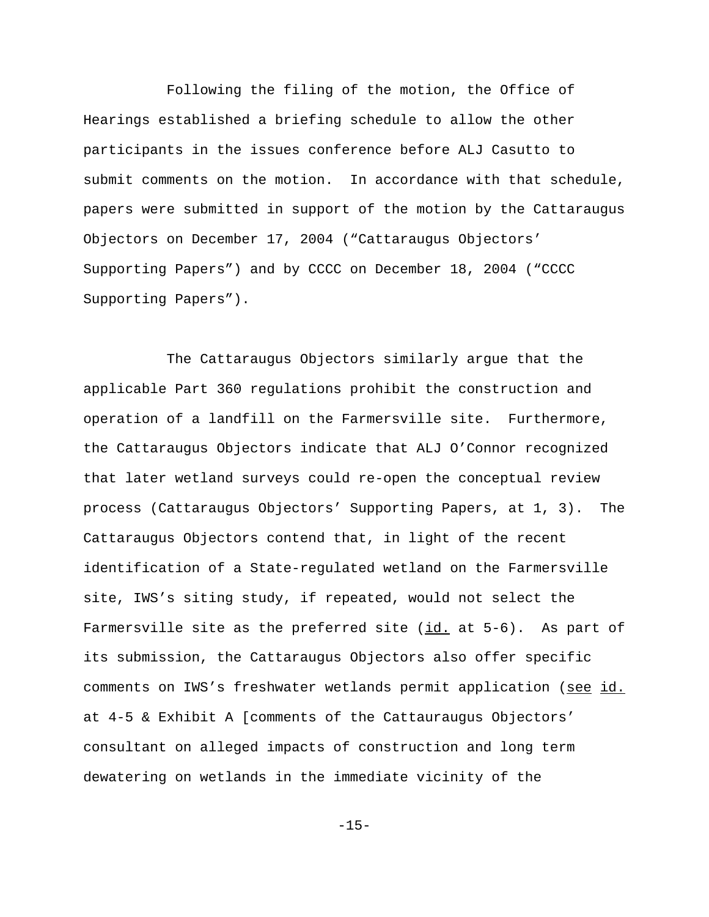Following the filing of the motion, the Office of Hearings established a briefing schedule to allow the other participants in the issues conference before ALJ Casutto to submit comments on the motion. In accordance with that schedule, papers were submitted in support of the motion by the Cattaraugus Objectors on December 17, 2004 ("Cattaraugus Objectors' Supporting Papers") and by CCCC on December 18, 2004 ("CCCC Supporting Papers").

The Cattaraugus Objectors similarly argue that the applicable Part 360 regulations prohibit the construction and operation of a landfill on the Farmersville site. Furthermore, the Cattaraugus Objectors indicate that ALJ O'Connor recognized that later wetland surveys could re-open the conceptual review process (Cattaraugus Objectors' Supporting Papers, at 1, 3). The Cattaraugus Objectors contend that, in light of the recent identification of a State-regulated wetland on the Farmersville site, IWS's siting study, if repeated, would not select the Farmersville site as the preferred site (id. at 5-6). As part of its submission, the Cattaraugus Objectors also offer specific comments on IWS's freshwater wetlands permit application (see id. at 4-5 & Exhibit A [comments of the Cattauraugus Objectors' consultant on alleged impacts of construction and long term dewatering on wetlands in the immediate vicinity of the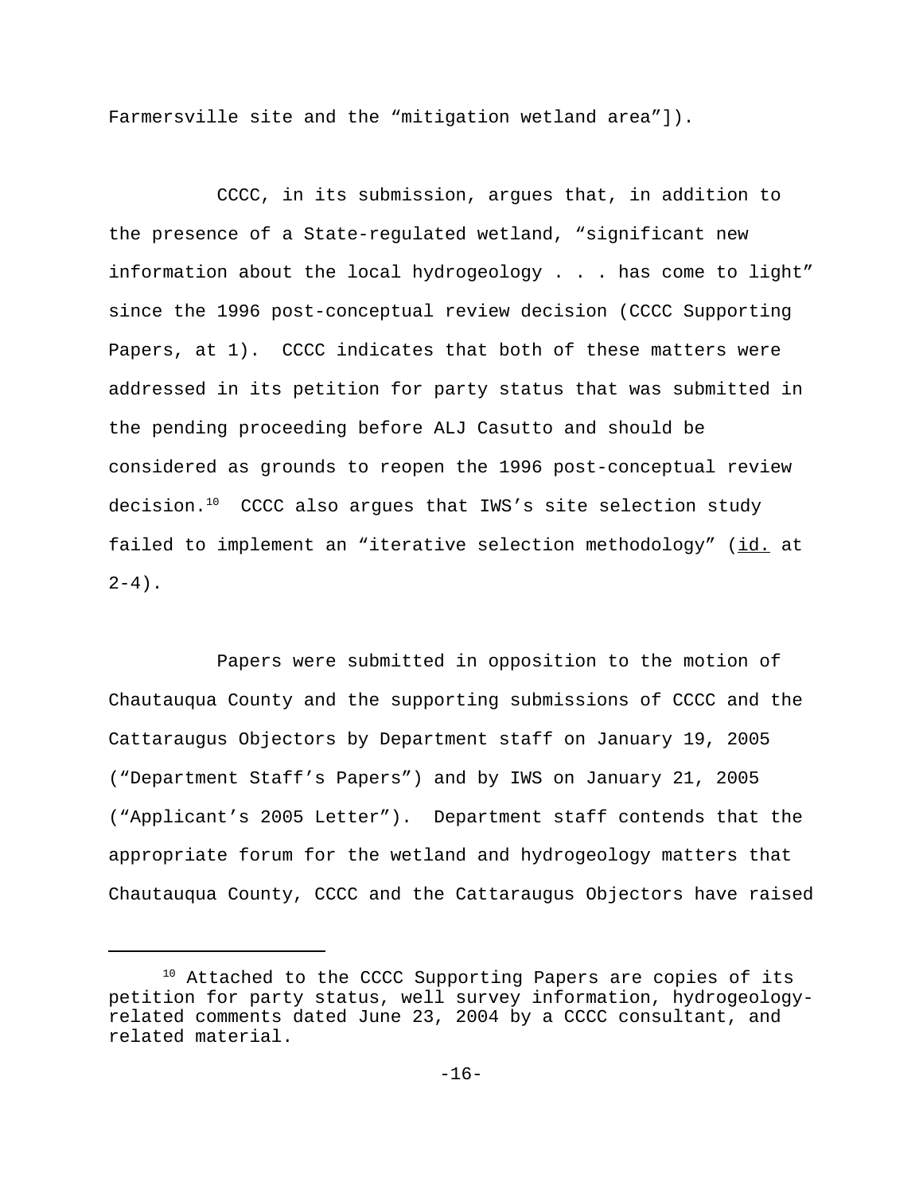Farmersville site and the "mitigation wetland area"]).

CCCC, in its submission, argues that, in addition to the presence of a State-regulated wetland, "significant new information about the local hydrogeology . . . has come to light" since the 1996 post-conceptual review decision (CCCC Supporting Papers, at 1). CCCC indicates that both of these matters were addressed in its petition for party status that was submitted in the pending proceeding before ALJ Casutto and should be considered as grounds to reopen the 1996 post-conceptual review decision.[10] CCCC also argues that IWS's site selection study failed to implement an "iterative selection methodology" (id. at 2-4).

Papers were submitted in opposition to the motion of Chautauqua County and the supporting submissions of CCCC and the Cattaraugus Objectors by Department staff on January 19, 2005 ("Department Staff's Papers") and by IWS on January 21, 2005 ("Applicant's 2005 Letter"). Department staff contends that the appropriate forum for the wetland and hydrogeology matters that Chautauqua County, CCCC and the Cattaraugus Objectors have raised

[10] Attached to the CCCC Supporting Papers are copies of its petition for party status, well survey information, hydrogeology-related comments dated June 23, 2004 by a CCCC consultant, and related material.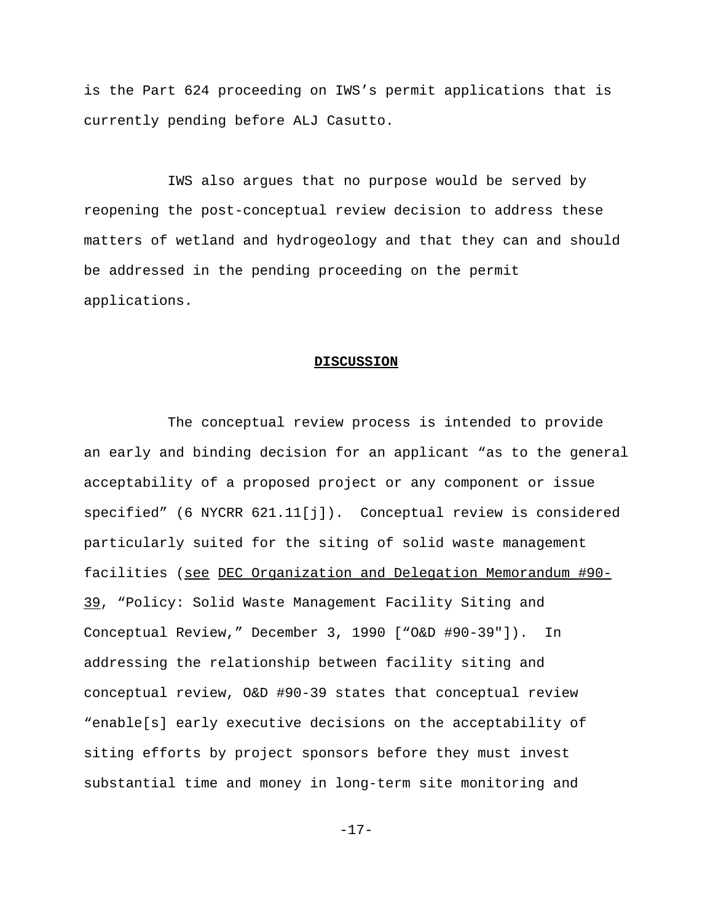is the Part 624 proceeding on IWS's permit applications that is currently pending before ALJ Casutto.

IWS also argues that no purpose would be served by reopening the post-conceptual review decision to address these matters of wetland and hydrogeology and that they can and should be addressed in the pending proceeding on the permit applications.

## **DISCUSSION**

The conceptual review process is intended to provide an early and binding decision for an applicant "as to the general acceptability of a proposed project or any component or issue specified" (6 NYCRR 621.11[j]). Conceptual review is considered particularly suited for the siting of solid waste management facilities (see DEC Organization and Delegation Memorandum #90-39, "Policy: Solid Waste Management Facility Siting and Conceptual Review," December 3, 1990 ["O&D #90-39"]). In addressing the relationship between facility siting and conceptual review, O&D #90-39 states that conceptual review "enable[s] early executive decisions on the acceptability of siting efforts by project sponsors before they must invest substantial time and money in long-term site monitoring and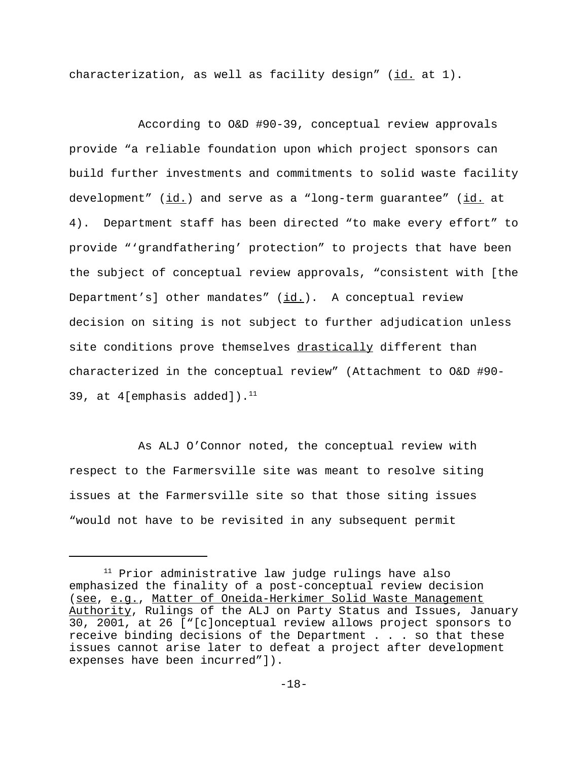characterization, as well as facility design" (id. at 1).

According to O&D #90-39, conceptual review approvals provide "a reliable foundation upon which project sponsors can build further investments and commitments to solid waste facility development" (id.) and serve as a "long-term guarantee" (id. at 4). Department staff has been directed "to make every effort" to provide "'grandfathering' protection" to projects that have been the subject of conceptual review approvals, "consistent with [the Department's] other mandates" (id.). A conceptual review decision on siting is not subject to further adjudication unless site conditions prove themselves drastically different than characterized in the conceptual review" (Attachment to O&D #90-39, at 4[emphasis added]).[11]

As ALJ O'Connor noted, the conceptual review with respect to the Farmersville site was meant to resolve siting issues at the Farmersville site so that those siting issues "would not have to be revisited in any subsequent permit

[11] Prior administrative law judge rulings have also emphasized the finality of a post-conceptual review decision (see, e.g., Matter of Oneida-Herkimer Solid Waste Management Authority, Rulings of the ALJ on Party Status and Issues, January 30, 2001, at 26 ["[c]onceptual review allows project sponsors to receive binding decisions of the Department . . . so that these issues cannot arise later to defeat a project after development expenses have been incurred"]).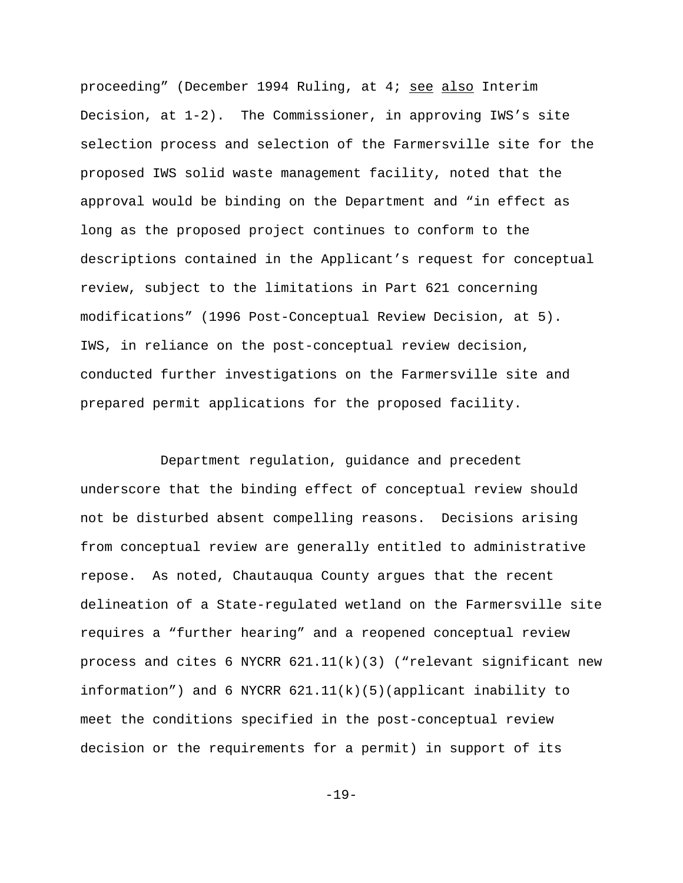proceeding" (December 1994 Ruling, at 4; see also Interim Decision, at 1-2). The Commissioner, in approving IWS's site selection process and selection of the Farmersville site for the proposed IWS solid waste management facility, noted that the approval would be binding on the Department and "in effect as long as the proposed project continues to conform to the descriptions contained in the Applicant's request for conceptual review, subject to the limitations in Part 621 concerning modifications" (1996 Post-Conceptual Review Decision, at 5). IWS, in reliance on the post-conceptual review decision, conducted further investigations on the Farmersville site and prepared permit applications for the proposed facility.

Department regulation, guidance and precedent underscore that the binding effect of conceptual review should not be disturbed absent compelling reasons. Decisions arising from conceptual review are generally entitled to administrative repose. As noted, Chautauqua County argues that the recent delineation of a State-regulated wetland on the Farmersville site requires a "further hearing" and a reopened conceptual review process and cites 6 NYCRR 621.11(k)(3) ("relevant significant new information") and 6 NYCRR 621.11(k)(5)(applicant inability to meet the conditions specified in the post-conceptual review decision or the requirements for a permit) in support of its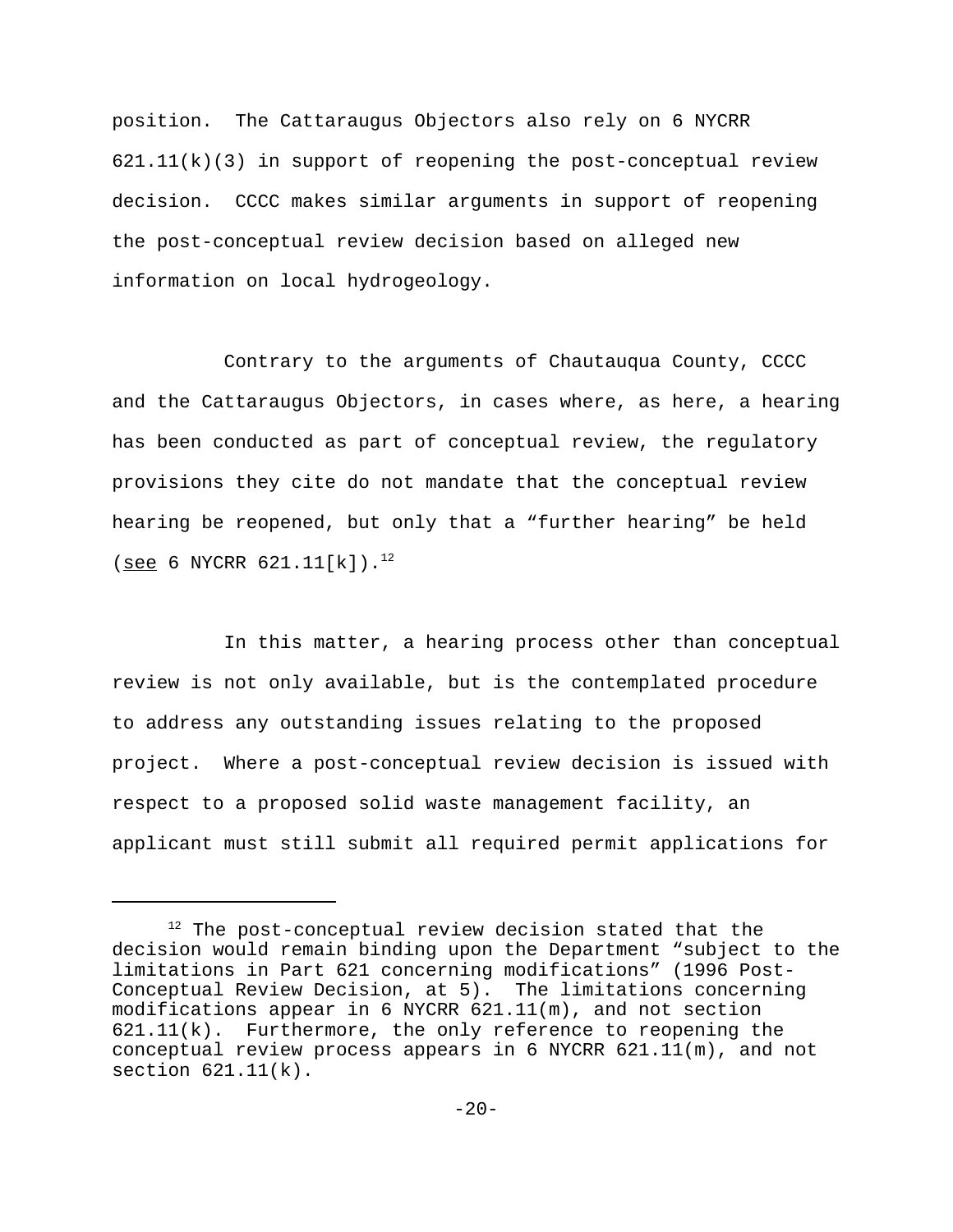position. The Cattaraugus Objectors also rely on 6 NYCRR 621.11(k)(3) in support of reopening the post-conceptual review decision. CCCC makes similar arguments in support of reopening the post-conceptual review decision based on alleged new information on local hydrogeology.

Contrary to the arguments of Chautauqua County, CCCC and the Cattaraugus Objectors, in cases where, as here, a hearing has been conducted as part of conceptual review, the regulatory provisions they cite do not mandate that the conceptual review hearing be reopened, but only that a "further hearing" be held (<u>see</u> 6 NYCRR 621.11[k]).[12]

In this matter, a hearing process other than conceptual review is not only available, but is the contemplated procedure to address any outstanding issues relating to the proposed project. Where a post-conceptual review decision is issued with respect to a proposed solid waste management facility, an applicant must still submit all required permit applications for

---

[12] The post-conceptual review decision stated that the decision would remain binding upon the Department "subject to the limitations in Part 621 concerning modifications" (1996 Post-Conceptual Review Decision, at 5). The limitations concerning modifications appear in 6 NYCRR 621.11(m), and not section 621.11(k). Furthermore, the only reference to reopening the conceptual review process appears in 6 NYCRR 621.11(m), and not section 621.11(k).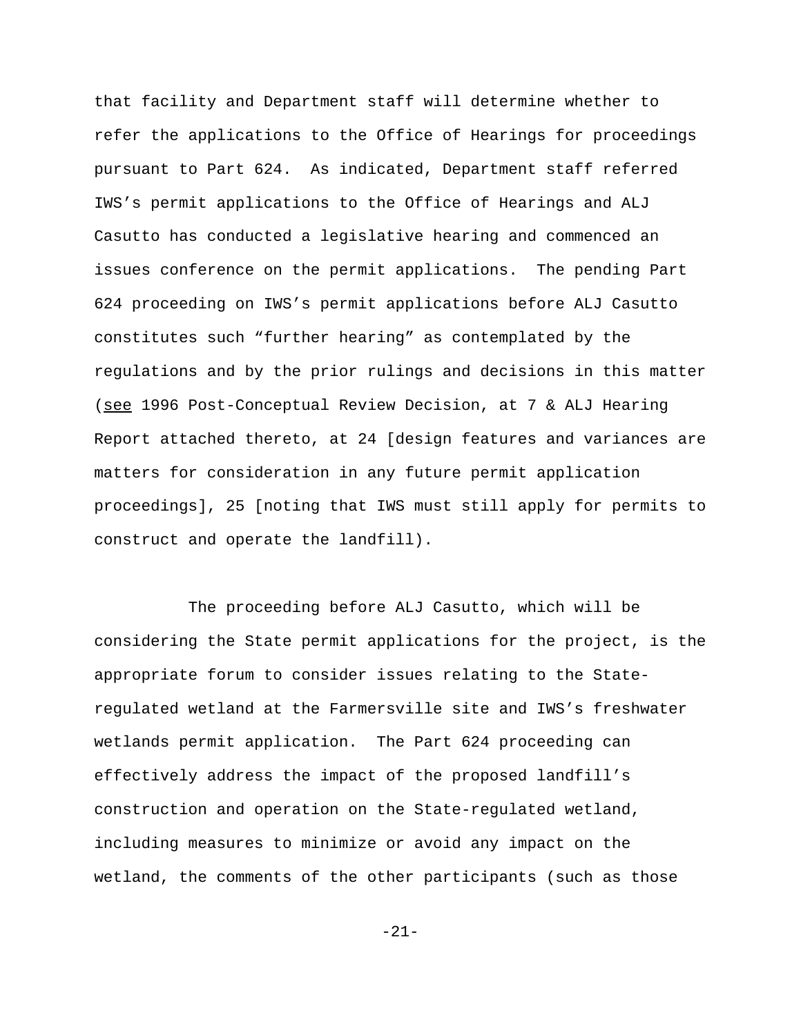that facility and Department staff will determine whether to refer the applications to the Office of Hearings for proceedings pursuant to Part 624. As indicated, Department staff referred IWS's permit applications to the Office of Hearings and ALJ Casutto has conducted a legislative hearing and commenced an issues conference on the permit applications. The pending Part 624 proceeding on IWS's permit applications before ALJ Casutto constitutes such "further hearing" as contemplated by the regulations and by the prior rulings and decisions in this matter (see 1996 Post-Conceptual Review Decision, at 7 & ALJ Hearing Report attached thereto, at 24 [design features and variances are matters for consideration in any future permit application proceedings], 25 [noting that IWS must still apply for permits to construct and operate the landfill).

The proceeding before ALJ Casutto, which will be considering the State permit applications for the project, is the appropriate forum to consider issues relating to the State-regulated wetland at the Farmersville site and IWS's freshwater wetlands permit application. The Part 624 proceeding can effectively address the impact of the proposed landfill's construction and operation on the State-regulated wetland, including measures to minimize or avoid any impact on the wetland, the comments of the other participants (such as those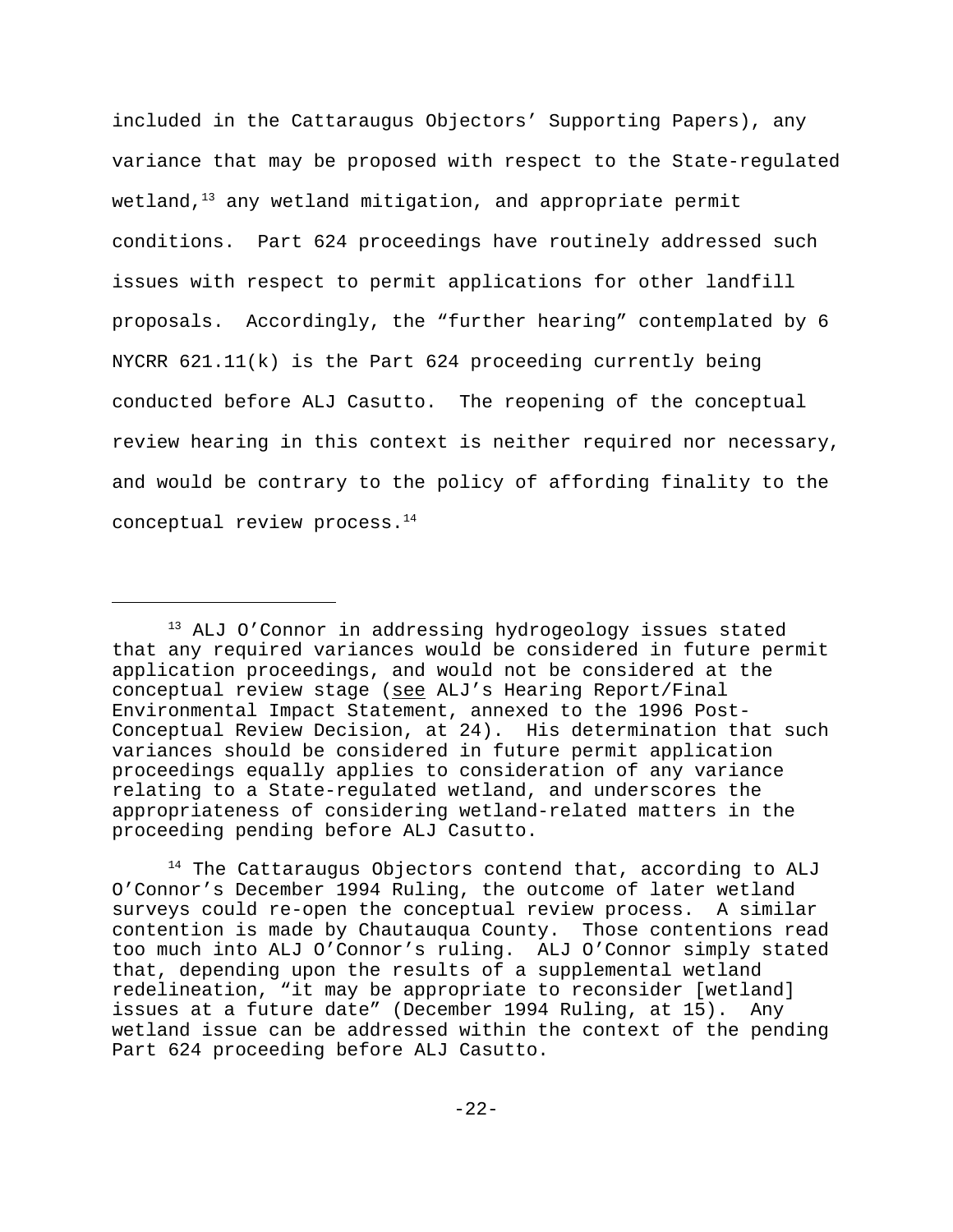included in the Cattaraugus Objectors' Supporting Papers), any variance that may be proposed with respect to the State-regulated wetland,[13] any wetland mitigation, and appropriate permit conditions. Part 624 proceedings have routinely addressed such issues with respect to permit applications for other landfill proposals. Accordingly, the "further hearing" contemplated by 6 NYCRR 621.11(k) is the Part 624 proceeding currently being conducted before ALJ Casutto. The reopening of the conceptual review hearing in this context is neither required nor necessary, and would be contrary to the policy of affording finality to the conceptual review process.[14]

---

[13] ALJ O'Connor in addressing hydrogeology issues stated that any required variances would be considered in future permit application proceedings, and would not be considered at the conceptual review stage (<u>see</u> ALJ's Hearing Report/Final Environmental Impact Statement, annexed to the 1996 Post-Conceptual Review Decision, at 24). His determination that such variances should be considered in future permit application proceedings equally applies to consideration of any variance relating to a State-regulated wetland, and underscores the appropriateness of considering wetland-related matters in the proceeding pending before ALJ Casutto.

[14] The Cattaraugus Objectors contend that, according to ALJ O'Connor's December 1994 Ruling, the outcome of later wetland surveys could re-open the conceptual review process. A similar contention is made by Chautauqua County. Those contentions read too much into ALJ O'Connor's ruling. ALJ O'Connor simply stated that, depending upon the results of a supplemental wetland redelineation, "it may be appropriate to reconsider [wetland] issues at a future date" (December 1994 Ruling, at 15). Any wetland issue can be addressed within the context of the pending Part 624 proceeding before ALJ Casutto.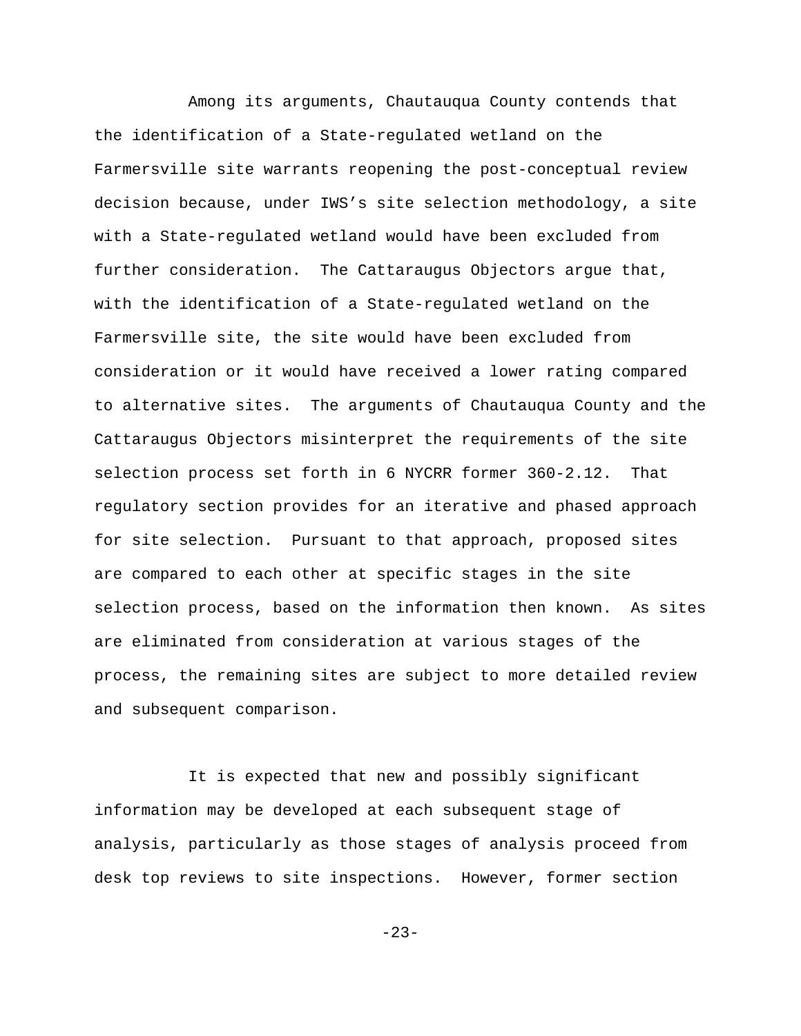Among its arguments, Chautauqua County contends that the identification of a State-regulated wetland on the Farmersville site warrants reopening the post-conceptual review decision because, under IWS's site selection methodology, a site with a State-regulated wetland would have been excluded from further consideration. The Cattaraugus Objectors argue that, with the identification of a State-regulated wetland on the Farmersville site, the site would have been excluded from consideration or it would have received a lower rating compared to alternative sites. The arguments of Chautauqua County and the Cattaraugus Objectors misinterpret the requirements of the site selection process set forth in 6 NYCRR former 360-2.12. That regulatory section provides for an iterative and phased approach for site selection. Pursuant to that approach, proposed sites are compared to each other at specific stages in the site selection process, based on the information then known. As sites are eliminated from consideration at various stages of the process, the remaining sites are subject to more detailed review and subsequent comparison.

It is expected that new and possibly significant information may be developed at each subsequent stage of analysis, particularly as those stages of analysis proceed from desk top reviews to site inspections. However, former section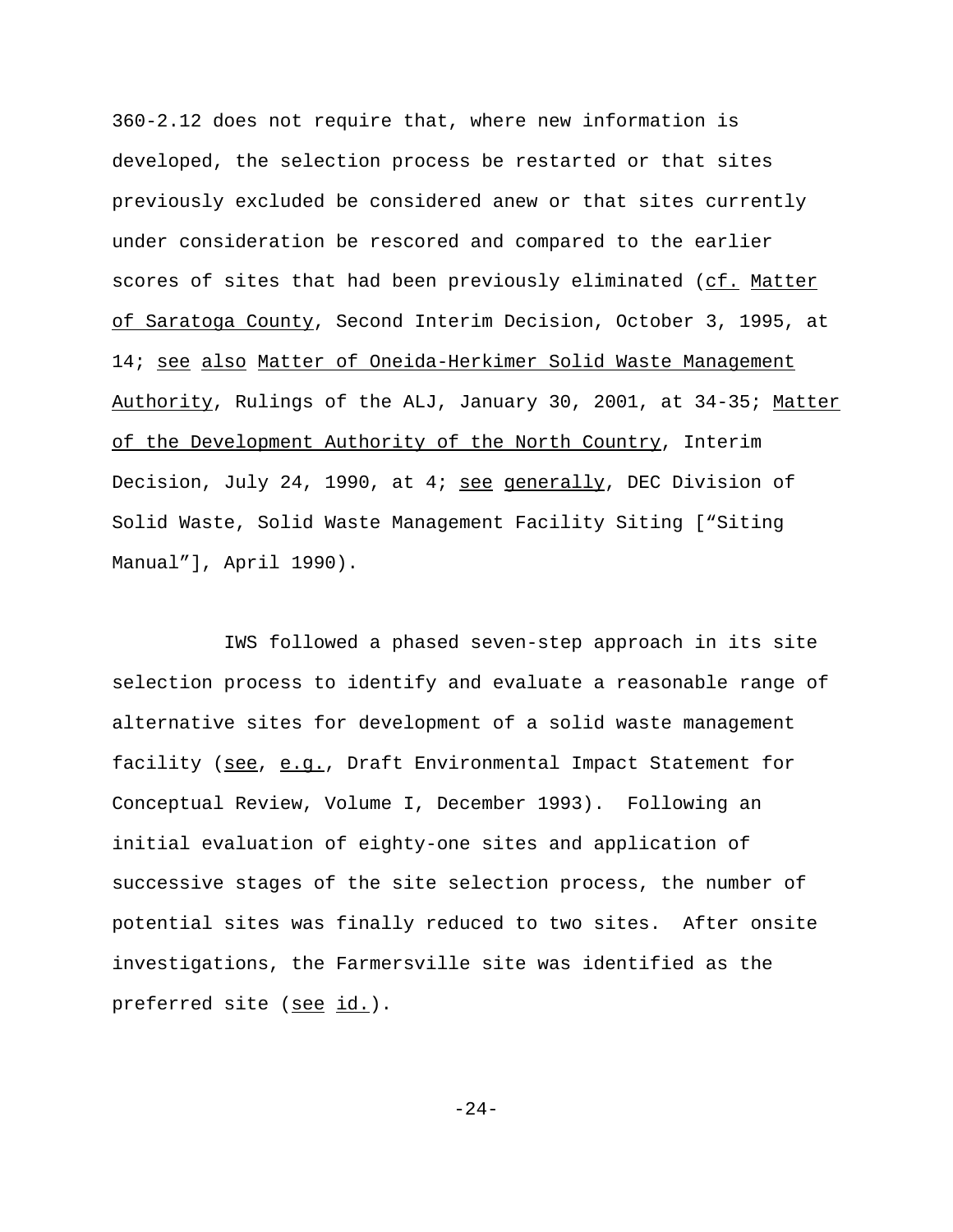360-2.12 does not require that, where new information is developed, the selection process be restarted or that sites previously excluded be considered anew or that sites currently under consideration be rescored and compared to the earlier scores of sites that had been previously eliminated (cf. Matter of Saratoga County, Second Interim Decision, October 3, 1995, at 14; see also Matter of Oneida-Herkimer Solid Waste Management Authority, Rulings of the ALJ, January 30, 2001, at 34-35; Matter of the Development Authority of the North Country, Interim Decision, July 24, 1990, at 4; see generally, DEC Division of Solid Waste, Solid Waste Management Facility Siting ["Siting Manual"], April 1990).

IWS followed a phased seven-step approach in its site selection process to identify and evaluate a reasonable range of alternative sites for development of a solid waste management facility (see, e.g., Draft Environmental Impact Statement for Conceptual Review, Volume I, December 1993). Following an initial evaluation of eighty-one sites and application of successive stages of the site selection process, the number of potential sites was finally reduced to two sites. After onsite investigations, the Farmersville site was identified as the preferred site (see id.).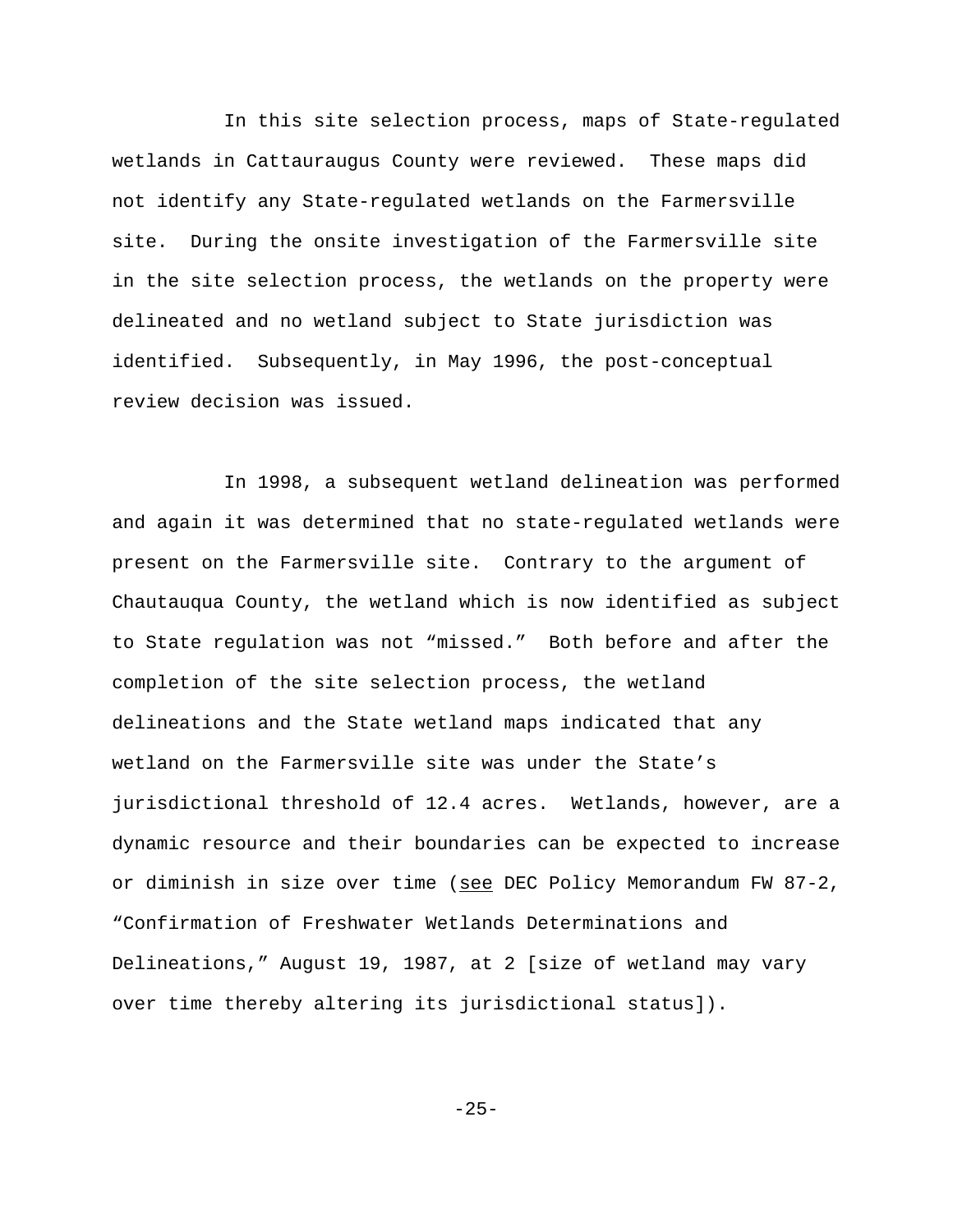In this site selection process, maps of State-regulated wetlands in Cattauraugus County were reviewed. These maps did not identify any State-regulated wetlands on the Farmersville site. During the onsite investigation of the Farmersville site in the site selection process, the wetlands on the property were delineated and no wetland subject to State jurisdiction was identified. Subsequently, in May 1996, the post-conceptual review decision was issued.

In 1998, a subsequent wetland delineation was performed and again it was determined that no state-regulated wetlands were present on the Farmersville site. Contrary to the argument of Chautauqua County, the wetland which is now identified as subject to State regulation was not "missed." Both before and after the completion of the site selection process, the wetland delineations and the State wetland maps indicated that any wetland on the Farmersville site was under the State's jurisdictional threshold of 12.4 acres. Wetlands, however, are a dynamic resource and their boundaries can be expected to increase or diminish in size over time (see DEC Policy Memorandum FW 87-2, "Confirmation of Freshwater Wetlands Determinations and Delineations," August 19, 1987, at 2 [size of wetland may vary over time thereby altering its jurisdictional status]).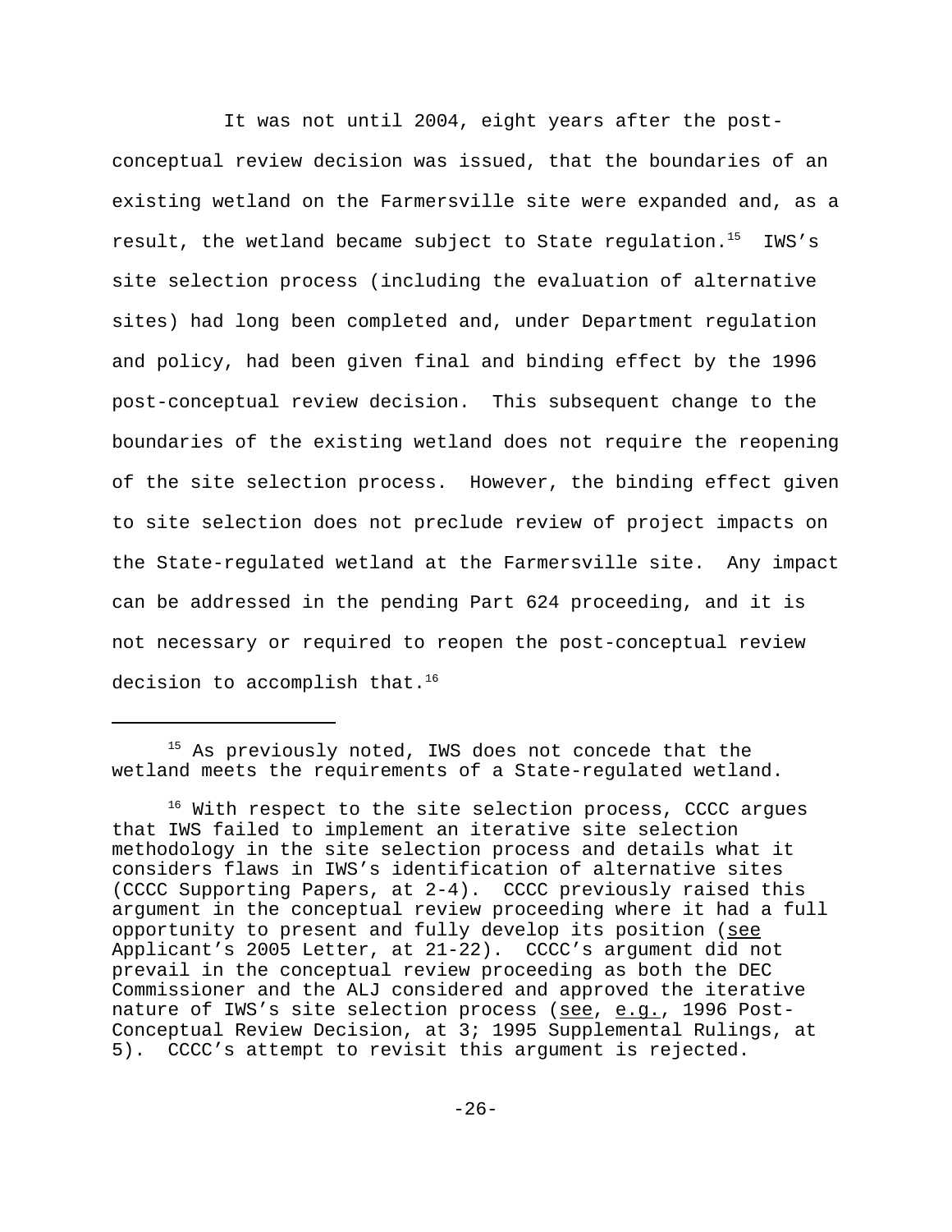It was not until 2004, eight years after the post-conceptual review decision was issued, that the boundaries of an existing wetland on the Farmersville site were expanded and, as a result, the wetland became subject to State regulation.[15] IWS's site selection process (including the evaluation of alternative sites) had long been completed and, under Department regulation and policy, had been given final and binding effect by the 1996 post-conceptual review decision. This subsequent change to the boundaries of the existing wetland does not require the reopening of the site selection process. However, the binding effect given to site selection does not preclude review of project impacts on the State-regulated wetland at the Farmersville site. Any impact can be addressed in the pending Part 624 proceeding, and it is not necessary or required to reopen the post-conceptual review decision to accomplish that.[16]

---

[15] As previously noted, IWS does not concede that the wetland meets the requirements of a State-regulated wetland.

[16] With respect to the site selection process, CCCC argues that IWS failed to implement an iterative site selection methodology in the site selection process and details what it considers flaws in IWS's identification of alternative sites (CCCC Supporting Papers, at 2-4). CCCC previously raised this argument in the conceptual review proceeding where it had a full opportunity to present and fully develop its position (see Applicant's 2005 Letter, at 21-22). CCCC's argument did not prevail in the conceptual review proceeding as both the DEC Commissioner and the ALJ considered and approved the iterative nature of IWS's site selection process (see, e.g., 1996 Post-Conceptual Review Decision, at 3; 1995 Supplemental Rulings, at 5). CCCC's attempt to revisit this argument is rejected.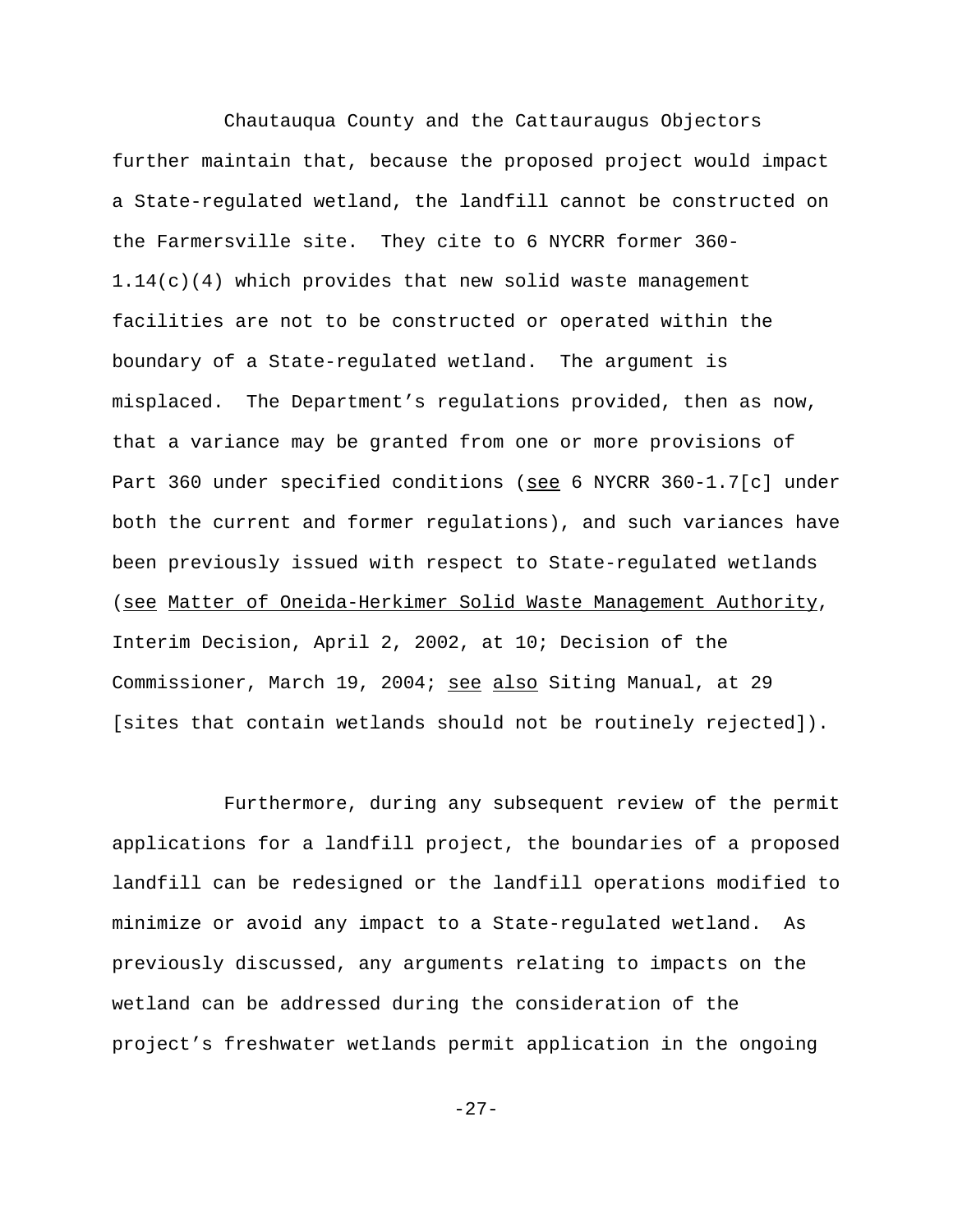Chautauqua County and the Cattauraugus Objectors further maintain that, because the proposed project would impact a State-regulated wetland, the landfill cannot be constructed on the Farmersville site. They cite to 6 NYCRR former 360-1.14(c)(4) which provides that new solid waste management facilities are not to be constructed or operated within the boundary of a State-regulated wetland. The argument is misplaced. The Department's regulations provided, then as now, that a variance may be granted from one or more provisions of Part 360 under specified conditions (see 6 NYCRR 360-1.7[c] under both the current and former regulations), and such variances have been previously issued with respect to State-regulated wetlands (see Matter of Oneida-Herkimer Solid Waste Management Authority, Interim Decision, April 2, 2002, at 10; Decision of the Commissioner, March 19, 2004; see also Siting Manual, at 29 [sites that contain wetlands should not be routinely rejected]).

Furthermore, during any subsequent review of the permit applications for a landfill project, the boundaries of a proposed landfill can be redesigned or the landfill operations modified to minimize or avoid any impact to a State-regulated wetland. As previously discussed, any arguments relating to impacts on the wetland can be addressed during the consideration of the project's freshwater wetlands permit application in the ongoing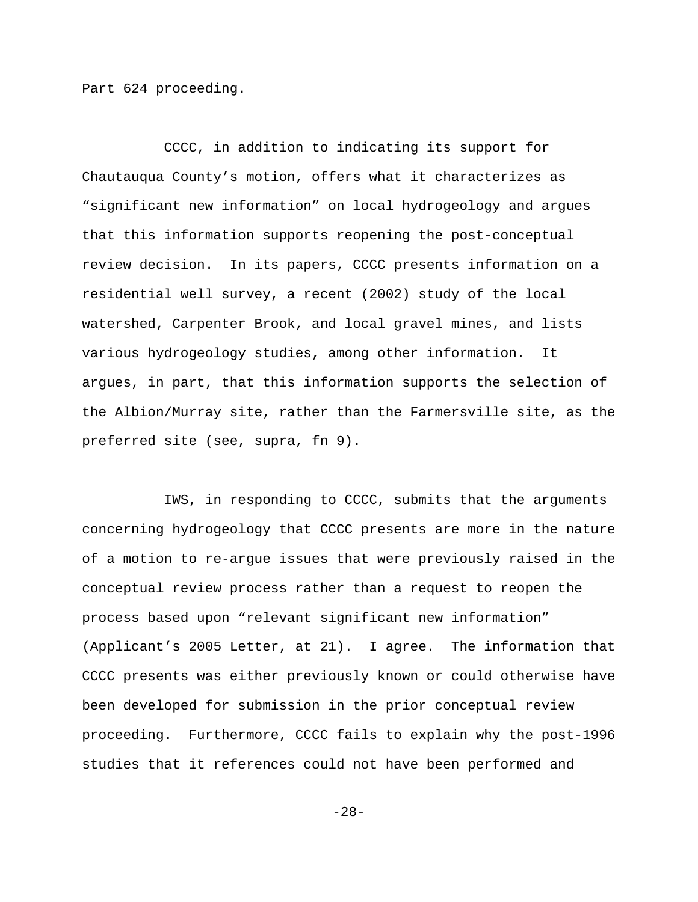Part 624 proceeding.

CCCC, in addition to indicating its support for Chautauqua County's motion, offers what it characterizes as "significant new information" on local hydrogeology and argues that this information supports reopening the post-conceptual review decision. In its papers, CCCC presents information on a residential well survey, a recent (2002) study of the local watershed, Carpenter Brook, and local gravel mines, and lists various hydrogeology studies, among other information. It argues, in part, that this information supports the selection of the Albion/Murray site, rather than the Farmersville site, as the preferred site (see, supra, fn 9).

IWS, in responding to CCCC, submits that the arguments concerning hydrogeology that CCCC presents are more in the nature of a motion to re-argue issues that were previously raised in the conceptual review process rather than a request to reopen the process based upon "relevant significant new information" (Applicant's 2005 Letter, at 21). I agree. The information that CCCC presents was either previously known or could otherwise have been developed for submission in the prior conceptual review proceeding. Furthermore, CCCC fails to explain why the post-1996 studies that it references could not have been performed and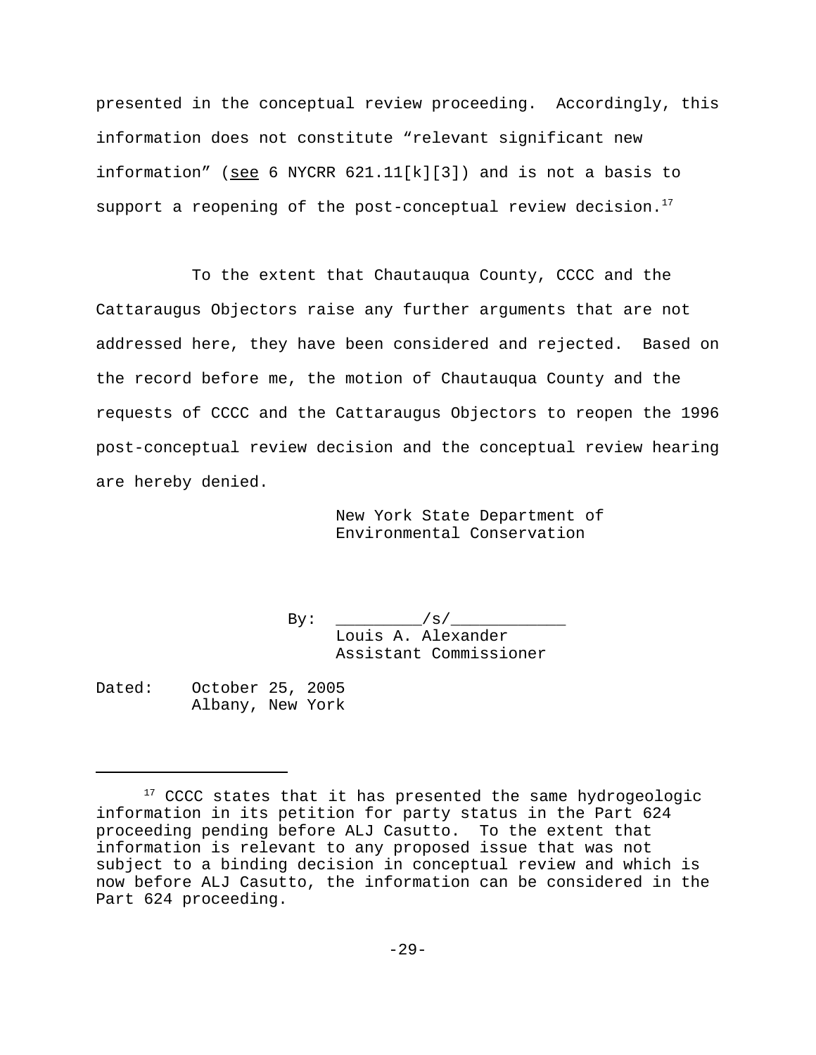presented in the conceptual review proceeding. Accordingly, this information does not constitute "relevant significant new information" (see 6 NYCRR 621.11[k][3]) and is not a basis to support a reopening of the post-conceptual review decision.[17]

To the extent that Chautauqua County, CCCC and the Cattaraugus Objectors raise any further arguments that are not addressed here, they have been considered and rejected. Based on the record before me, the motion of Chautauqua County and the requests of CCCC and the Cattaraugus Objectors to reopen the 1996 post-conceptual review decision and the conceptual review hearing are hereby denied.

New York State Department of
Environmental Conservation

By: _________/s/____________
Louis A. Alexander
Assistant Commissioner

Dated: October 25, 2005
Albany, New York

---

[17] CCCC states that it has presented the same hydrogeologic information in its petition for party status in the Part 624 proceeding pending before ALJ Casutto. To the extent that information is relevant to any proposed issue that was not subject to a binding decision in conceptual review and which is now before ALJ Casutto, the information can be considered in the Part 624 proceeding.